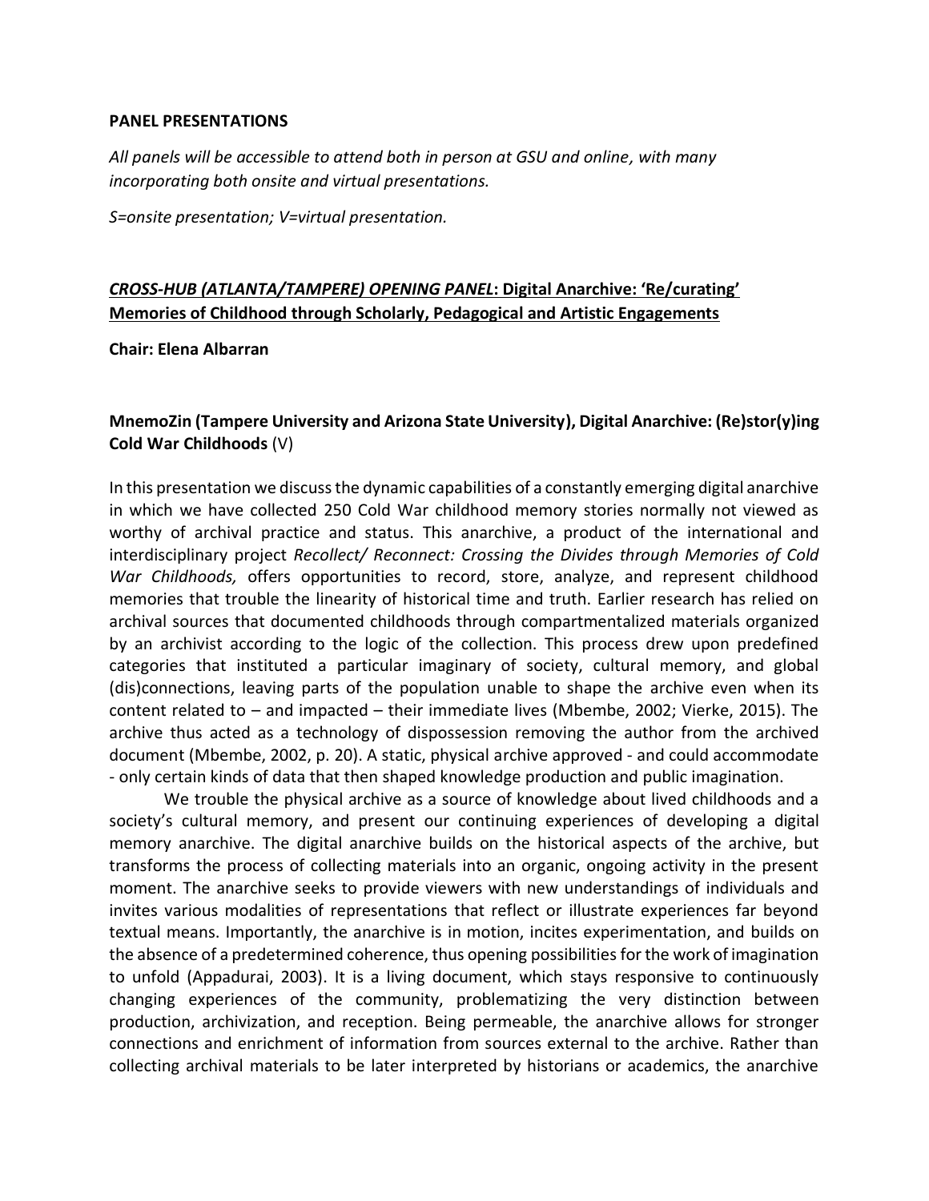**PANEL PRESENTATIONS**

*All panels will be accessible to attend both in person at GSU and online, with many incorporating both onsite and virtual presentations.*

*S=onsite presentation; V=virtual presentation.*

## ***CROSS-HUB (ATLANTA/TAMPERE) OPENING PANEL*: Digital Anarchive: 'Re/curating' Memories of Childhood through Scholarly, Pedagogical and Artistic Engagements**

**Chair: Elena Albarran**

### MnemoZin (Tampere University and Arizona State University), Digital Anarchive: (Re)stor(y)ing Cold War Childhoods (V)

In this presentation we discuss the dynamic capabilities of a constantly emerging digital anarchive in which we have collected 250 Cold War childhood memory stories normally not viewed as worthy of archival practice and status. This anarchive, a product of the international and interdisciplinary project *Recollect/ Reconnect: Crossing the Divides through Memories of Cold War Childhoods,* offers opportunities to record, store, analyze, and represent childhood memories that trouble the linearity of historical time and truth. Earlier research has relied on archival sources that documented childhoods through compartmentalized materials organized by an archivist according to the logic of the collection. This process drew upon predefined categories that instituted a particular imaginary of society, cultural memory, and global (dis)connections, leaving parts of the population unable to shape the archive even when its content related to – and impacted – their immediate lives (Mbembe, 2002; Vierke, 2015). The archive thus acted as a technology of dispossession removing the author from the archived document (Mbembe, 2002, p. 20). A static, physical archive approved - and could accommodate - only certain kinds of data that then shaped knowledge production and public imagination.

We trouble the physical archive as a source of knowledge about lived childhoods and a society's cultural memory, and present our continuing experiences of developing a digital memory anarchive. The digital anarchive builds on the historical aspects of the archive, but transforms the process of collecting materials into an organic, ongoing activity in the present moment. The anarchive seeks to provide viewers with new understandings of individuals and invites various modalities of representations that reflect or illustrate experiences far beyond textual means. Importantly, the anarchive is in motion, incites experimentation, and builds on the absence of a predetermined coherence, thus opening possibilities for the work of imagination to unfold (Appadurai, 2003). It is a living document, which stays responsive to continuously changing experiences of the community, problematizing the very distinction between production, archivization, and reception. Being permeable, the anarchive allows for stronger connections and enrichment of information from sources external to the archive. Rather than collecting archival materials to be later interpreted by historians or academics, the anarchive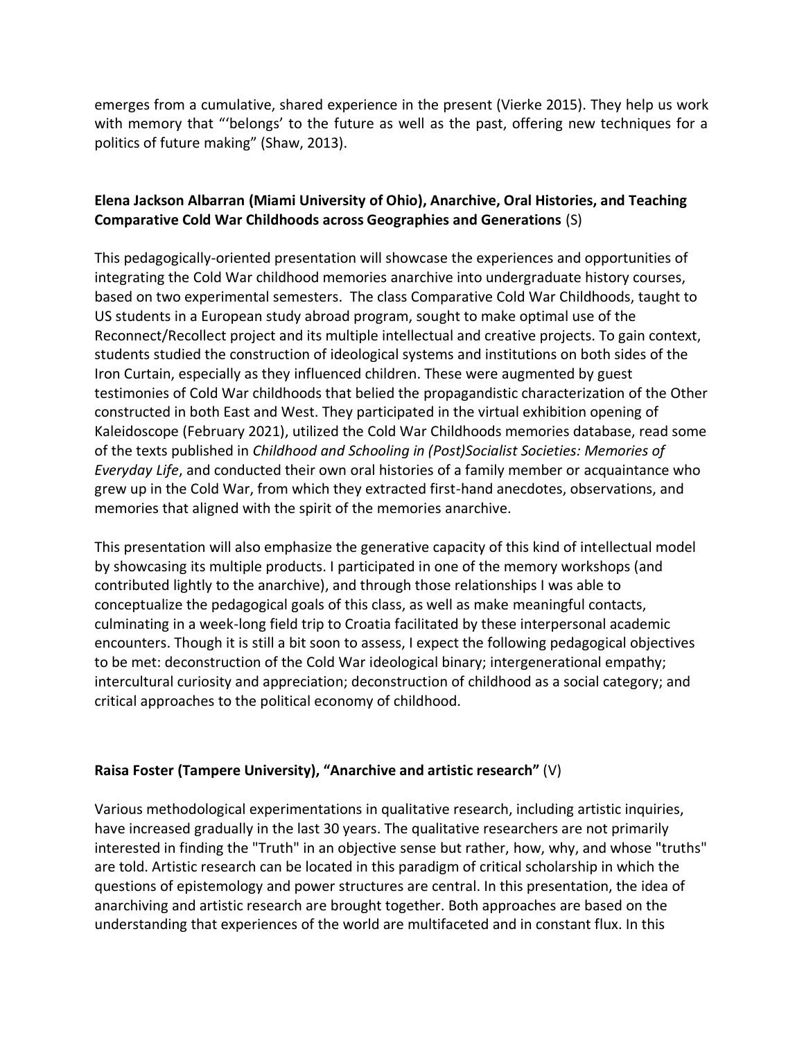emerges from a cumulative, shared experience in the present (Vierke 2015). They help us work with memory that "'belongs' to the future as well as the past, offering new techniques for a politics of future making" (Shaw, 2013).

**Elena Jackson Albarran (Miami University of Ohio), Anarchive, Oral Histories, and Teaching Comparative Cold War Childhoods across Geographies and Generations** (S)

This pedagogically-oriented presentation will showcase the experiences and opportunities of integrating the Cold War childhood memories anarchive into undergraduate history courses, based on two experimental semesters. The class Comparative Cold War Childhoods, taught to US students in a European study abroad program, sought to make optimal use of the Reconnect/Recollect project and its multiple intellectual and creative projects. To gain context, students studied the construction of ideological systems and institutions on both sides of the Iron Curtain, especially as they influenced children. These were augmented by guest testimonies of Cold War childhoods that belied the propagandistic characterization of the Other constructed in both East and West. They participated in the virtual exhibition opening of Kaleidoscope (February 2021), utilized the Cold War Childhoods memories database, read some of the texts published in *Childhood and Schooling in (Post)Socialist Societies: Memories of Everyday Life*, and conducted their own oral histories of a family member or acquaintance who grew up in the Cold War, from which they extracted first-hand anecdotes, observations, and memories that aligned with the spirit of the memories anarchive.

This presentation will also emphasize the generative capacity of this kind of intellectual model by showcasing its multiple products. I participated in one of the memory workshops (and contributed lightly to the anarchive), and through those relationships I was able to conceptualize the pedagogical goals of this class, as well as make meaningful contacts, culminating in a week-long field trip to Croatia facilitated by these interpersonal academic encounters. Though it is still a bit soon to assess, I expect the following pedagogical objectives to be met: deconstruction of the Cold War ideological binary; intergenerational empathy; intercultural curiosity and appreciation; deconstruction of childhood as a social category; and critical approaches to the political economy of childhood.

**Raisa Foster (Tampere University), "Anarchive and artistic research"** (V)

Various methodological experimentations in qualitative research, including artistic inquiries, have increased gradually in the last 30 years. The qualitative researchers are not primarily interested in finding the "Truth" in an objective sense but rather, how, why, and whose "truths" are told. Artistic research can be located in this paradigm of critical scholarship in which the questions of epistemology and power structures are central. In this presentation, the idea of anarchiving and artistic research are brought together. Both approaches are based on the understanding that experiences of the world are multifaceted and in constant flux. In this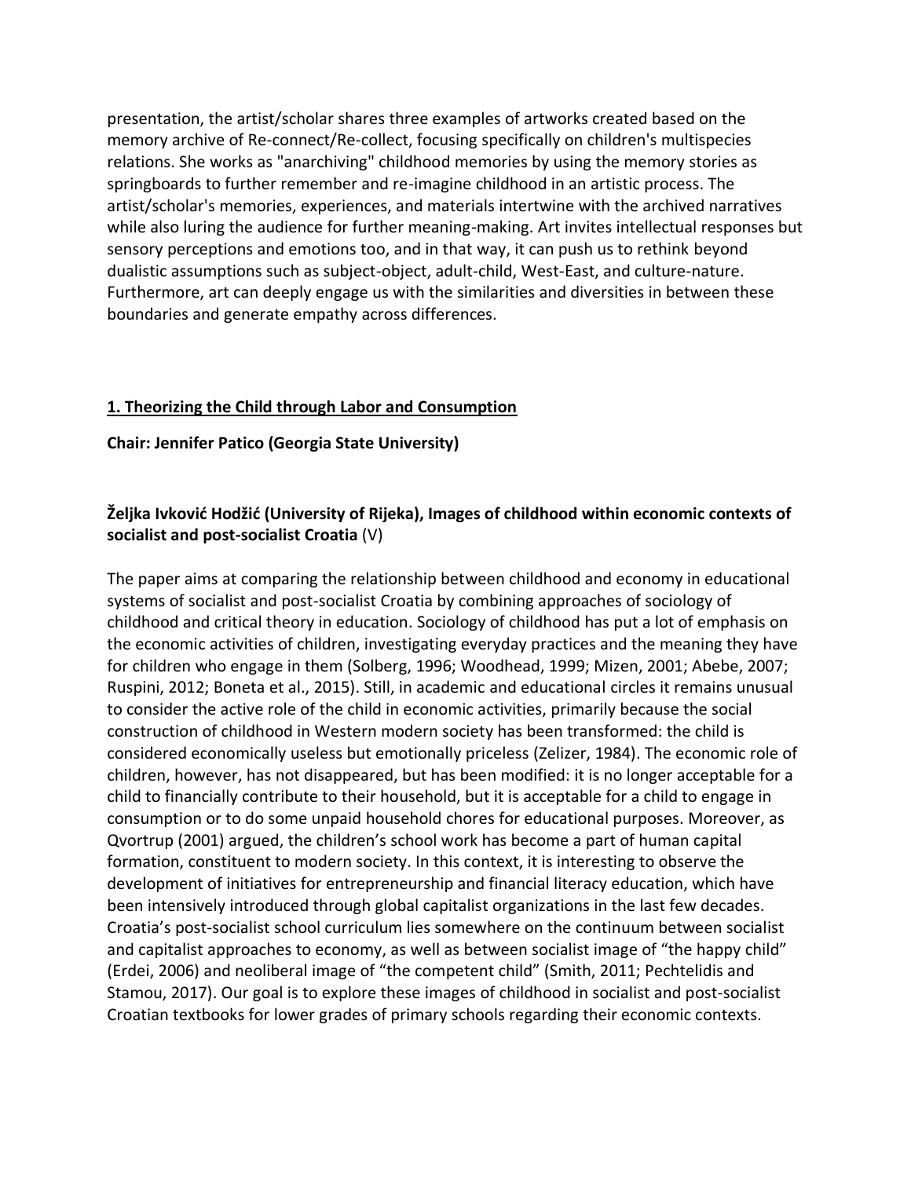presentation, the artist/scholar shares three examples of artworks created based on the memory archive of Re-connect/Re-collect, focusing specifically on children's multispecies relations. She works as "anarchiving" childhood memories by using the memory stories as springboards to further remember and re-imagine childhood in an artistic process. The artist/scholar's memories, experiences, and materials intertwine with the archived narratives while also luring the audience for further meaning-making. Art invites intellectual responses but sensory perceptions and emotions too, and in that way, it can push us to rethink beyond dualistic assumptions such as subject-object, adult-child, West-East, and culture-nature. Furthermore, art can deeply engage us with the similarities and diversities in between these boundaries and generate empathy across differences.

## **1. Theorizing the Child through Labor and Consumption**

**Chair: Jennifer Patico (Georgia State University)**

### **Željka Ivković Hodžić (University of Rijeka), Images of childhood within economic contexts of socialist and post-socialist Croatia** (V)

The paper aims at comparing the relationship between childhood and economy in educational systems of socialist and post-socialist Croatia by combining approaches of sociology of childhood and critical theory in education. Sociology of childhood has put a lot of emphasis on the economic activities of children, investigating everyday practices and the meaning they have for children who engage in them (Solberg, 1996; Woodhead, 1999; Mizen, 2001; Abebe, 2007; Ruspini, 2012; Boneta et al., 2015). Still, in academic and educational circles it remains unusual to consider the active role of the child in economic activities, primarily because the social construction of childhood in Western modern society has been transformed: the child is considered economically useless but emotionally priceless (Zelizer, 1984). The economic role of children, however, has not disappeared, but has been modified: it is no longer acceptable for a child to financially contribute to their household, but it is acceptable for a child to engage in consumption or to do some unpaid household chores for educational purposes. Moreover, as Qvortrup (2001) argued, the children's school work has become a part of human capital formation, constituent to modern society. In this context, it is interesting to observe the development of initiatives for entrepreneurship and financial literacy education, which have been intensively introduced through global capitalist organizations in the last few decades. Croatia's post-socialist school curriculum lies somewhere on the continuum between socialist and capitalist approaches to economy, as well as between socialist image of "the happy child" (Erdei, 2006) and neoliberal image of "the competent child" (Smith, 2011; Pechtelidis and Stamou, 2017). Our goal is to explore these images of childhood in socialist and post-socialist Croatian textbooks for lower grades of primary schools regarding their economic contexts.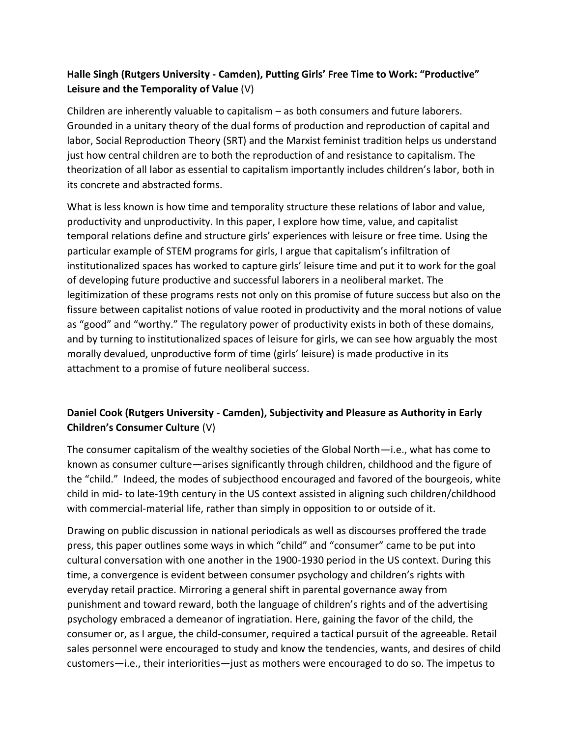**Halle Singh (Rutgers University - Camden), Putting Girls' Free Time to Work: "Productive" Leisure and the Temporality of Value** (V)

Children are inherently valuable to capitalism – as both consumers and future laborers. Grounded in a unitary theory of the dual forms of production and reproduction of capital and labor, Social Reproduction Theory (SRT) and the Marxist feminist tradition helps us understand just how central children are to both the reproduction of and resistance to capitalism. The theorization of all labor as essential to capitalism importantly includes children's labor, both in its concrete and abstracted forms.

What is less known is how time and temporality structure these relations of labor and value, productivity and unproductivity. In this paper, I explore how time, value, and capitalist temporal relations define and structure girls' experiences with leisure or free time. Using the particular example of STEM programs for girls, I argue that capitalism's infiltration of institutionalized spaces has worked to capture girls' leisure time and put it to work for the goal of developing future productive and successful laborers in a neoliberal market. The legitimization of these programs rests not only on this promise of future success but also on the fissure between capitalist notions of value rooted in productivity and the moral notions of value as "good" and "worthy." The regulatory power of productivity exists in both of these domains, and by turning to institutionalized spaces of leisure for girls, we can see how arguably the most morally devalued, unproductive form of time (girls' leisure) is made productive in its attachment to a promise of future neoliberal success.

**Daniel Cook (Rutgers University - Camden), Subjectivity and Pleasure as Authority in Early Children's Consumer Culture** (V)

The consumer capitalism of the wealthy societies of the Global North—i.e., what has come to known as consumer culture—arises significantly through children, childhood and the figure of the "child." Indeed, the modes of subjecthood encouraged and favored of the bourgeois, white child in mid- to late-19th century in the US context assisted in aligning such children/childhood with commercial-material life, rather than simply in opposition to or outside of it.

Drawing on public discussion in national periodicals as well as discourses proffered the trade press, this paper outlines some ways in which "child" and "consumer" came to be put into cultural conversation with one another in the 1900-1930 period in the US context. During this time, a convergence is evident between consumer psychology and children's rights with everyday retail practice. Mirroring a general shift in parental governance away from punishment and toward reward, both the language of children's rights and of the advertising psychology embraced a demeanor of ingratiation. Here, gaining the favor of the child, the consumer or, as I argue, the child-consumer, required a tactical pursuit of the agreeable. Retail sales personnel were encouraged to study and know the tendencies, wants, and desires of child customers—i.e., their interiorities—just as mothers were encouraged to do so. The impetus to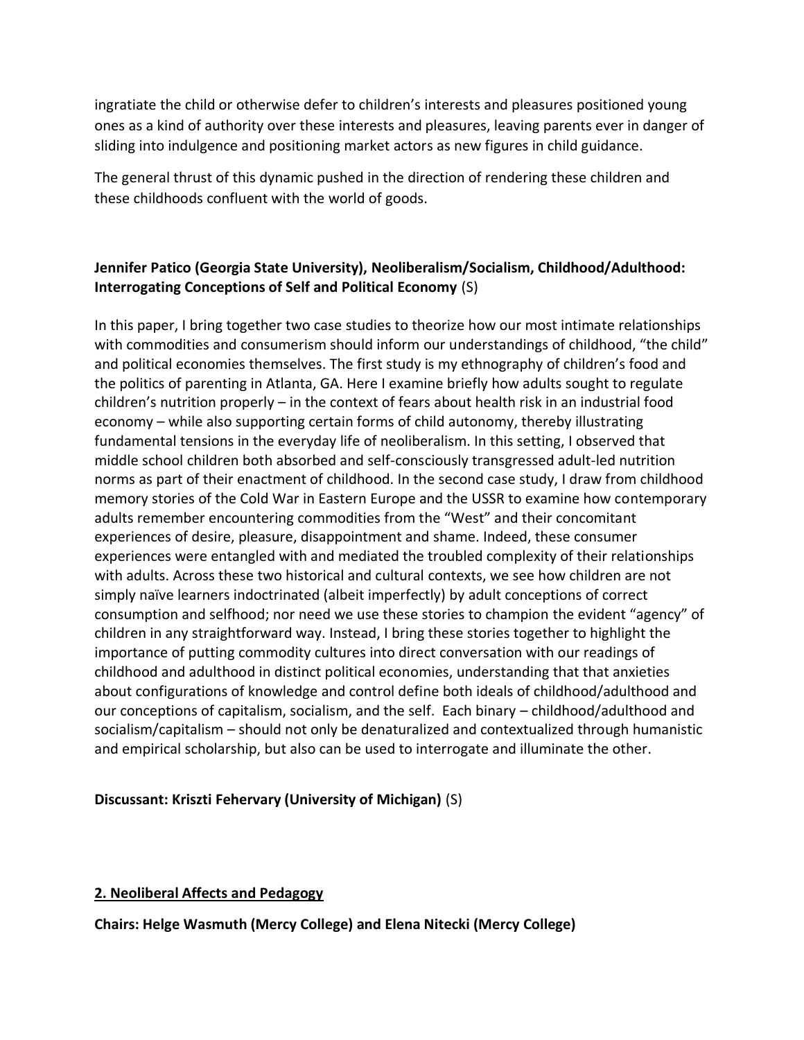ingratiate the child or otherwise defer to children's interests and pleasures positioned young ones as a kind of authority over these interests and pleasures, leaving parents ever in danger of sliding into indulgence and positioning market actors as new figures in child guidance.

The general thrust of this dynamic pushed in the direction of rendering these children and these childhoods confluent with the world of goods.

**Jennifer Patico (Georgia State University), Neoliberalism/Socialism, Childhood/Adulthood: Interrogating Conceptions of Self and Political Economy** (S)

In this paper, I bring together two case studies to theorize how our most intimate relationships with commodities and consumerism should inform our understandings of childhood, "the child" and political economies themselves. The first study is my ethnography of children's food and the politics of parenting in Atlanta, GA. Here I examine briefly how adults sought to regulate children's nutrition properly – in the context of fears about health risk in an industrial food economy – while also supporting certain forms of child autonomy, thereby illustrating fundamental tensions in the everyday life of neoliberalism. In this setting, I observed that middle school children both absorbed and self-consciously transgressed adult-led nutrition norms as part of their enactment of childhood. In the second case study, I draw from childhood memory stories of the Cold War in Eastern Europe and the USSR to examine how contemporary adults remember encountering commodities from the "West" and their concomitant experiences of desire, pleasure, disappointment and shame. Indeed, these consumer experiences were entangled with and mediated the troubled complexity of their relationships with adults. Across these two historical and cultural contexts, we see how children are not simply naïve learners indoctrinated (albeit imperfectly) by adult conceptions of correct consumption and selfhood; nor need we use these stories to champion the evident "agency" of children in any straightforward way. Instead, I bring these stories together to highlight the importance of putting commodity cultures into direct conversation with our readings of childhood and adulthood in distinct political economies, understanding that that anxieties about configurations of knowledge and control define both ideals of childhood/adulthood and our conceptions of capitalism, socialism, and the self. Each binary – childhood/adulthood and socialism/capitalism – should not only be denaturalized and contextualized through humanistic and empirical scholarship, but also can be used to interrogate and illuminate the other.

**Discussant: Kriszti Fehervary (University of Michigan)** (S)

## 2. Neoliberal Affects and Pedagogy

**Chairs: Helge Wasmuth (Mercy College) and Elena Nitecki (Mercy College)**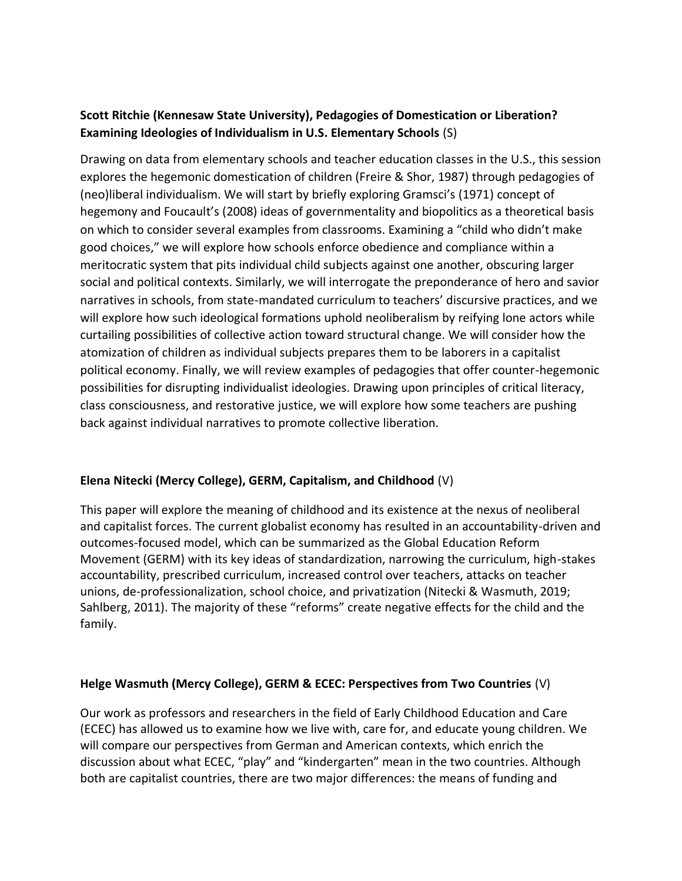**Scott Ritchie (Kennesaw State University), Pedagogies of Domestication or Liberation? Examining Ideologies of Individualism in U.S. Elementary Schools** (S)

Drawing on data from elementary schools and teacher education classes in the U.S., this session explores the hegemonic domestication of children (Freire & Shor, 1987) through pedagogies of (neo)liberal individualism. We will start by briefly exploring Gramsci's (1971) concept of hegemony and Foucault's (2008) ideas of governmentality and biopolitics as a theoretical basis on which to consider several examples from classrooms. Examining a "child who didn't make good choices," we will explore how schools enforce obedience and compliance within a meritocratic system that pits individual child subjects against one another, obscuring larger social and political contexts. Similarly, we will interrogate the preponderance of hero and savior narratives in schools, from state-mandated curriculum to teachers' discursive practices, and we will explore how such ideological formations uphold neoliberalism by reifying lone actors while curtailing possibilities of collective action toward structural change. We will consider how the atomization of children as individual subjects prepares them to be laborers in a capitalist political economy. Finally, we will review examples of pedagogies that offer counter-hegemonic possibilities for disrupting individualist ideologies. Drawing upon principles of critical literacy, class consciousness, and restorative justice, we will explore how some teachers are pushing back against individual narratives to promote collective liberation.

**Elena Nitecki (Mercy College), GERM, Capitalism, and Childhood** (V)

This paper will explore the meaning of childhood and its existence at the nexus of neoliberal and capitalist forces. The current globalist economy has resulted in an accountability-driven and outcomes-focused model, which can be summarized as the Global Education Reform Movement (GERM) with its key ideas of standardization, narrowing the curriculum, high-stakes accountability, prescribed curriculum, increased control over teachers, attacks on teacher unions, de-professionalization, school choice, and privatization (Nitecki & Wasmuth, 2019; Sahlberg, 2011). The majority of these "reforms" create negative effects for the child and the family.

**Helge Wasmuth (Mercy College), GERM & ECEC: Perspectives from Two Countries** (V)

Our work as professors and researchers in the field of Early Childhood Education and Care (ECEC) has allowed us to examine how we live with, care for, and educate young children. We will compare our perspectives from German and American contexts, which enrich the discussion about what ECEC, "play" and "kindergarten" mean in the two countries. Although both are capitalist countries, there are two major differences: the means of funding and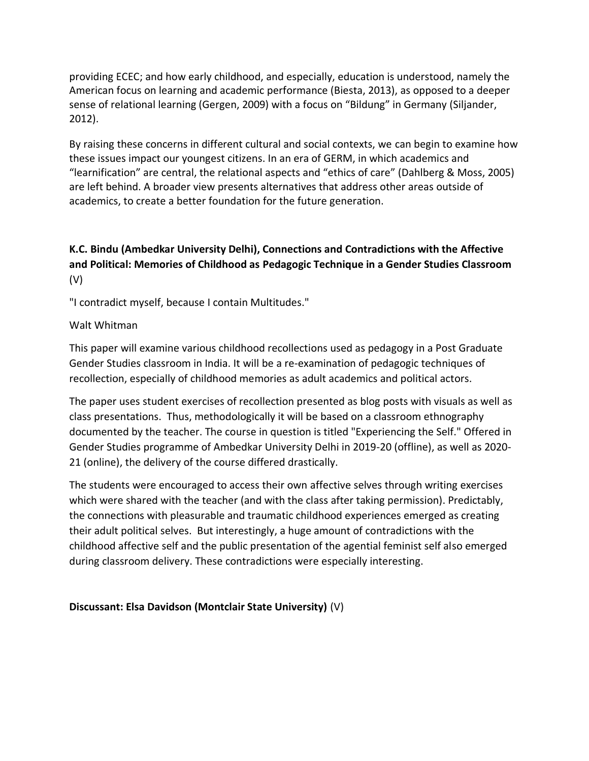providing ECEC; and how early childhood, and especially, education is understood, namely the American focus on learning and academic performance (Biesta, 2013), as opposed to a deeper sense of relational learning (Gergen, 2009) with a focus on "Bildung" in Germany (Siljander, 2012).

By raising these concerns in different cultural and social contexts, we can begin to examine how these issues impact our youngest citizens. In an era of GERM, in which academics and "learnification" are central, the relational aspects and "ethics of care" (Dahlberg & Moss, 2005) are left behind. A broader view presents alternatives that address other areas outside of academics, to create a better foundation for the future generation.

**K.C. Bindu (Ambedkar University Delhi), Connections and Contradictions with the Affective and Political: Memories of Childhood as Pedagogic Technique in a Gender Studies Classroom** (V)

"I contradict myself, because I contain Multitudes."

Walt Whitman

This paper will examine various childhood recollections used as pedagogy in a Post Graduate Gender Studies classroom in India. It will be a re-examination of pedagogic techniques of recollection, especially of childhood memories as adult academics and political actors.

The paper uses student exercises of recollection presented as blog posts with visuals as well as class presentations. Thus, methodologically it will be based on a classroom ethnography documented by the teacher. The course in question is titled "Experiencing the Self." Offered in Gender Studies programme of Ambedkar University Delhi in 2019-20 (offline), as well as 2020-21 (online), the delivery of the course differed drastically.

The students were encouraged to access their own affective selves through writing exercises which were shared with the teacher (and with the class after taking permission). Predictably, the connections with pleasurable and traumatic childhood experiences emerged as creating their adult political selves. But interestingly, a huge amount of contradictions with the childhood affective self and the public presentation of the agential feminist self also emerged during classroom delivery. These contradictions were especially interesting.

**Discussant: Elsa Davidson (Montclair State University)** (V)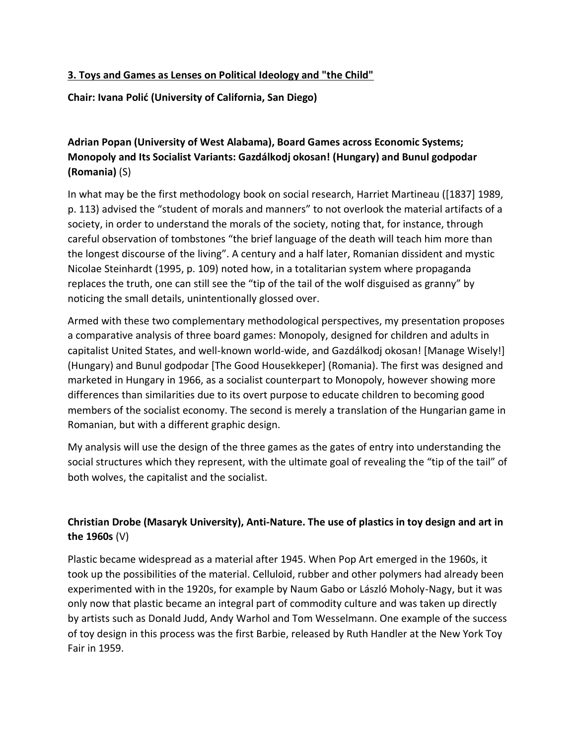**3. Toys and Games as Lenses on Political Ideology and "the Child"**

**Chair: Ivana Polić (University of California, San Diego)**

**Adrian Popan (University of West Alabama), Board Games across Economic Systems; Monopoly and Its Socialist Variants: Gazdálkodj okosan! (Hungary) and Bunul godpodar (Romania)** (S)

In what may be the first methodology book on social research, Harriet Martineau ([1837] 1989, p. 113) advised the "student of morals and manners" to not overlook the material artifacts of a society, in order to understand the morals of the society, noting that, for instance, through careful observation of tombstones "the brief language of the death will teach him more than the longest discourse of the living". A century and a half later, Romanian dissident and mystic Nicolae Steinhardt (1995, p. 109) noted how, in a totalitarian system where propaganda replaces the truth, one can still see the "tip of the tail of the wolf disguised as granny" by noticing the small details, unintentionally glossed over.

Armed with these two complementary methodological perspectives, my presentation proposes a comparative analysis of three board games: Monopoly, designed for children and adults in capitalist United States, and well-known world-wide, and Gazdálkodj okosan! [Manage Wisely!] (Hungary) and Bunul godpodar [The Good Housekkeper] (Romania). The first was designed and marketed in Hungary in 1966, as a socialist counterpart to Monopoly, however showing more differences than similarities due to its overt purpose to educate children to becoming good members of the socialist economy. The second is merely a translation of the Hungarian game in Romanian, but with a different graphic design.

My analysis will use the design of the three games as the gates of entry into understanding the social structures which they represent, with the ultimate goal of revealing the "tip of the tail" of both wolves, the capitalist and the socialist.

**Christian Drobe (Masaryk University), Anti-Nature. The use of plastics in toy design and art in the 1960s** (V)

Plastic became widespread as a material after 1945. When Pop Art emerged in the 1960s, it took up the possibilities of the material. Celluloid, rubber and other polymers had already been experimented with in the 1920s, for example by Naum Gabo or László Moholy-Nagy, but it was only now that plastic became an integral part of commodity culture and was taken up directly by artists such as Donald Judd, Andy Warhol and Tom Wesselmann. One example of the success of toy design in this process was the first Barbie, released by Ruth Handler at the New York Toy Fair in 1959.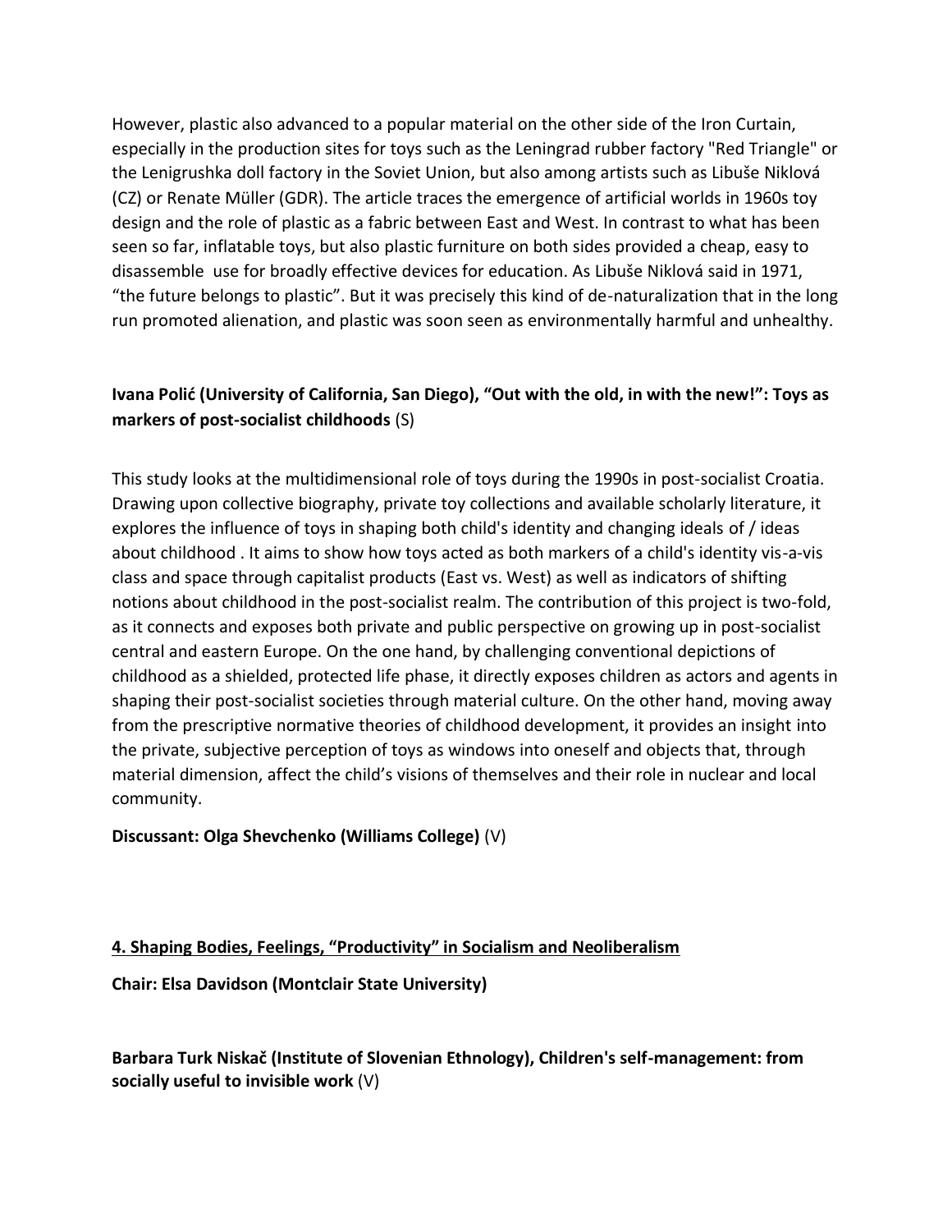However, plastic also advanced to a popular material on the other side of the Iron Curtain, especially in the production sites for toys such as the Leningrad rubber factory "Red Triangle" or the Lenigrushka doll factory in the Soviet Union, but also among artists such as Libuše Niklová (CZ) or Renate Müller (GDR). The article traces the emergence of artificial worlds in 1960s toy design and the role of plastic as a fabric between East and West. In contrast to what has been seen so far, inflatable toys, but also plastic furniture on both sides provided a cheap, easy to disassemble use for broadly effective devices for education. As Libuše Niklová said in 1971, "the future belongs to plastic". But it was precisely this kind of de-naturalization that in the long run promoted alienation, and plastic was soon seen as environmentally harmful and unhealthy.

**Ivana Polić (University of California, San Diego), "Out with the old, in with the new!": Toys as markers of post-socialist childhoods** (S)

This study looks at the multidimensional role of toys during the 1990s in post-socialist Croatia. Drawing upon collective biography, private toy collections and available scholarly literature, it explores the influence of toys in shaping both child's identity and changing ideals of / ideas about childhood . It aims to show how toys acted as both markers of a child's identity vis-a-vis class and space through capitalist products (East vs. West) as well as indicators of shifting notions about childhood in the post-socialist realm. The contribution of this project is two-fold, as it connects and exposes both private and public perspective on growing up in post-socialist central and eastern Europe. On the one hand, by challenging conventional depictions of childhood as a shielded, protected life phase, it directly exposes children as actors and agents in shaping their post-socialist societies through material culture. On the other hand, moving away from the prescriptive normative theories of childhood development, it provides an insight into the private, subjective perception of toys as windows into oneself and objects that, through material dimension, affect the child's visions of themselves and their role in nuclear and local community.

**Discussant: Olga Shevchenko (Williams College)** (V)

## 4. Shaping Bodies, Feelings, "Productivity" in Socialism and Neoliberalism

**Chair: Elsa Davidson (Montclair State University)**

**Barbara Turk Niskač (Institute of Slovenian Ethnology), Children's self-management: from socially useful to invisible work** (V)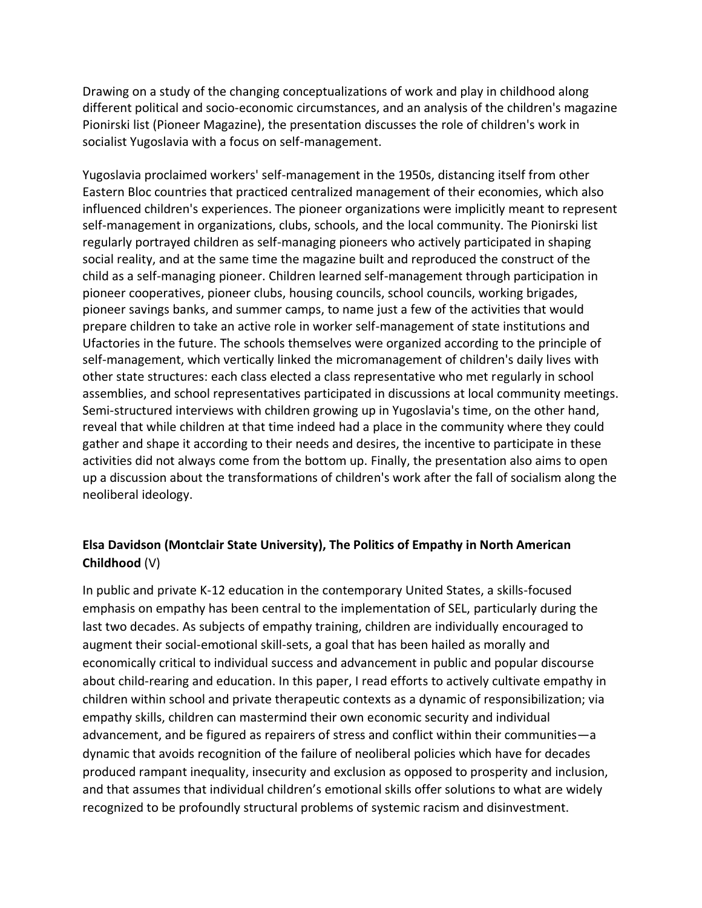Drawing on a study of the changing conceptualizations of work and play in childhood along different political and socio-economic circumstances, and an analysis of the children's magazine Pionirski list (Pioneer Magazine), the presentation discusses the role of children's work in socialist Yugoslavia with a focus on self-management.

Yugoslavia proclaimed workers' self-management in the 1950s, distancing itself from other Eastern Bloc countries that practiced centralized management of their economies, which also influenced children's experiences. The pioneer organizations were implicitly meant to represent self-management in organizations, clubs, schools, and the local community. The Pionirski list regularly portrayed children as self-managing pioneers who actively participated in shaping social reality, and at the same time the magazine built and reproduced the construct of the child as a self-managing pioneer. Children learned self-management through participation in pioneer cooperatives, pioneer clubs, housing councils, school councils, working brigades, pioneer savings banks, and summer camps, to name just a few of the activities that would prepare children to take an active role in worker self-management of state institutions and Ufactories in the future. The schools themselves were organized according to the principle of self-management, which vertically linked the micromanagement of children's daily lives with other state structures: each class elected a class representative who met regularly in school assemblies, and school representatives participated in discussions at local community meetings. Semi-structured interviews with children growing up in Yugoslavia's time, on the other hand, reveal that while children at that time indeed had a place in the community where they could gather and shape it according to their needs and desires, the incentive to participate in these activities did not always come from the bottom up. Finally, the presentation also aims to open up a discussion about the transformations of children's work after the fall of socialism along the neoliberal ideology.

### **Elsa Davidson (Montclair State University), The Politics of Empathy in North American Childhood** (V)

In public and private K-12 education in the contemporary United States, a skills-focused emphasis on empathy has been central to the implementation of SEL, particularly during the last two decades. As subjects of empathy training, children are individually encouraged to augment their social-emotional skill-sets, a goal that has been hailed as morally and economically critical to individual success and advancement in public and popular discourse about child-rearing and education. In this paper, I read efforts to actively cultivate empathy in children within school and private therapeutic contexts as a dynamic of responsibilization; via empathy skills, children can mastermind their own economic security and individual advancement, and be figured as repairers of stress and conflict within their communities—a dynamic that avoids recognition of the failure of neoliberal policies which have for decades produced rampant inequality, insecurity and exclusion as opposed to prosperity and inclusion, and that assumes that individual children's emotional skills offer solutions to what are widely recognized to be profoundly structural problems of systemic racism and disinvestment.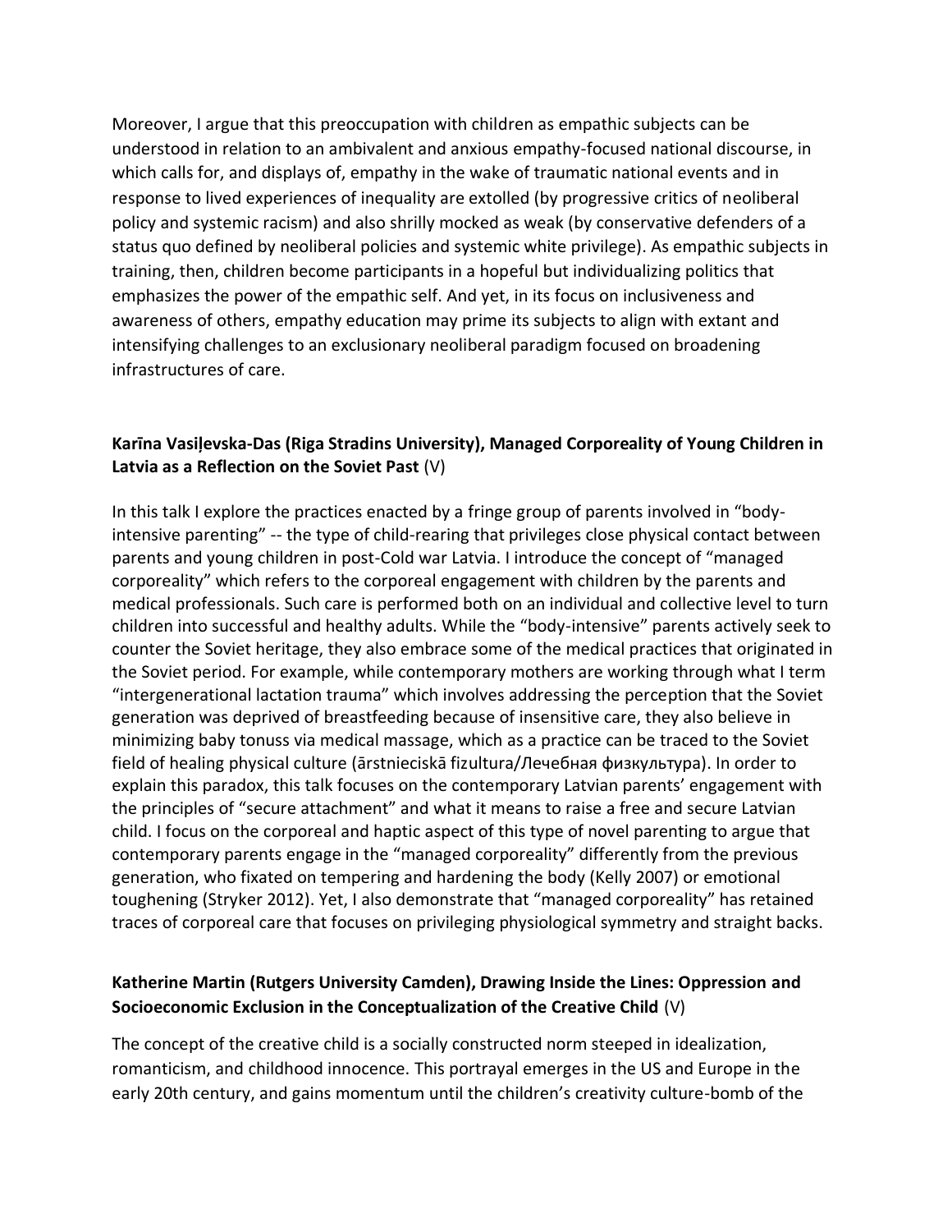Moreover, I argue that this preoccupation with children as empathic subjects can be understood in relation to an ambivalent and anxious empathy-focused national discourse, in which calls for, and displays of, empathy in the wake of traumatic national events and in response to lived experiences of inequality are extolled (by progressive critics of neoliberal policy and systemic racism) and also shrilly mocked as weak (by conservative defenders of a status quo defined by neoliberal policies and systemic white privilege). As empathic subjects in training, then, children become participants in a hopeful but individualizing politics that emphasizes the power of the empathic self. And yet, in its focus on inclusiveness and awareness of others, empathy education may prime its subjects to align with extant and intensifying challenges to an exclusionary neoliberal paradigm focused on broadening infrastructures of care.

**Karīna Vasiļevska-Das (Riga Stradins University), Managed Corporeality of Young Children in Latvia as a Reflection on the Soviet Past** (V)

In this talk I explore the practices enacted by a fringe group of parents involved in "body-intensive parenting" -- the type of child-rearing that privileges close physical contact between parents and young children in post-Cold war Latvia. I introduce the concept of "managed corporeality" which refers to the corporeal engagement with children by the parents and medical professionals. Such care is performed both on an individual and collective level to turn children into successful and healthy adults. While the "body-intensive" parents actively seek to counter the Soviet heritage, they also embrace some of the medical practices that originated in the Soviet period. For example, while contemporary mothers are working through what I term "intergenerational lactation trauma" which involves addressing the perception that the Soviet generation was deprived of breastfeeding because of insensitive care, they also believe in minimizing baby tonuss via medical massage, which as a practice can be traced to the Soviet field of healing physical culture (ārstnieciskā fizultura/Лечебная физкультура). In order to explain this paradox, this talk focuses on the contemporary Latvian parents' engagement with the principles of "secure attachment" and what it means to raise a free and secure Latvian child. I focus on the corporeal and haptic aspect of this type of novel parenting to argue that contemporary parents engage in the "managed corporeality" differently from the previous generation, who fixated on tempering and hardening the body (Kelly 2007) or emotional toughening (Stryker 2012). Yet, I also demonstrate that "managed corporeality" has retained traces of corporeal care that focuses on privileging physiological symmetry and straight backs.

**Katherine Martin (Rutgers University Camden), Drawing Inside the Lines: Oppression and Socioeconomic Exclusion in the Conceptualization of the Creative Child** (V)

The concept of the creative child is a socially constructed norm steeped in idealization, romanticism, and childhood innocence. This portrayal emerges in the US and Europe in the early 20th century, and gains momentum until the children's creativity culture-bomb of the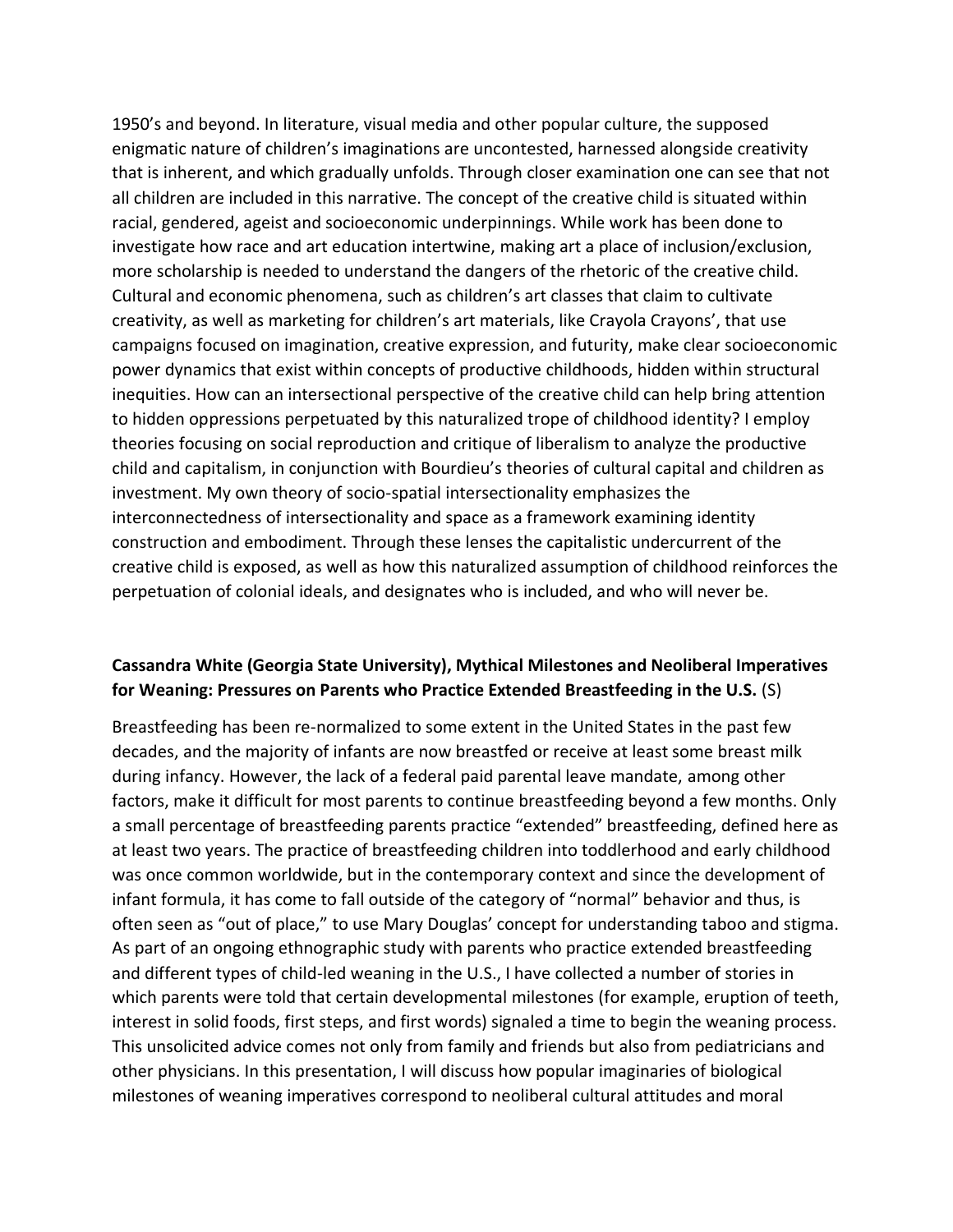1950's and beyond. In literature, visual media and other popular culture, the supposed enigmatic nature of children's imaginations are uncontested, harnessed alongside creativity that is inherent, and which gradually unfolds. Through closer examination one can see that not all children are included in this narrative. The concept of the creative child is situated within racial, gendered, ageist and socioeconomic underpinnings. While work has been done to investigate how race and art education intertwine, making art a place of inclusion/exclusion, more scholarship is needed to understand the dangers of the rhetoric of the creative child. Cultural and economic phenomena, such as children's art classes that claim to cultivate creativity, as well as marketing for children's art materials, like Crayola Crayons', that use campaigns focused on imagination, creative expression, and futurity, make clear socioeconomic power dynamics that exist within concepts of productive childhoods, hidden within structural inequities. How can an intersectional perspective of the creative child can help bring attention to hidden oppressions perpetuated by this naturalized trope of childhood identity? I employ theories focusing on social reproduction and critique of liberalism to analyze the productive child and capitalism, in conjunction with Bourdieu's theories of cultural capital and children as investment. My own theory of socio-spatial intersectionality emphasizes the interconnectedness of intersectionality and space as a framework examining identity construction and embodiment. Through these lenses the capitalistic undercurrent of the creative child is exposed, as well as how this naturalized assumption of childhood reinforces the perpetuation of colonial ideals, and designates who is included, and who will never be.

**Cassandra White (Georgia State University), Mythical Milestones and Neoliberal Imperatives for Weaning: Pressures on Parents who Practice Extended Breastfeeding in the U.S.** (S)

Breastfeeding has been re-normalized to some extent in the United States in the past few decades, and the majority of infants are now breastfed or receive at least some breast milk during infancy. However, the lack of a federal paid parental leave mandate, among other factors, make it difficult for most parents to continue breastfeeding beyond a few months. Only a small percentage of breastfeeding parents practice "extended" breastfeeding, defined here as at least two years. The practice of breastfeeding children into toddlerhood and early childhood was once common worldwide, but in the contemporary context and since the development of infant formula, it has come to fall outside of the category of "normal" behavior and thus, is often seen as "out of place," to use Mary Douglas' concept for understanding taboo and stigma. As part of an ongoing ethnographic study with parents who practice extended breastfeeding and different types of child-led weaning in the U.S., I have collected a number of stories in which parents were told that certain developmental milestones (for example, eruption of teeth, interest in solid foods, first steps, and first words) signaled a time to begin the weaning process. This unsolicited advice comes not only from family and friends but also from pediatricians and other physicians. In this presentation, I will discuss how popular imaginaries of biological milestones of weaning imperatives correspond to neoliberal cultural attitudes and moral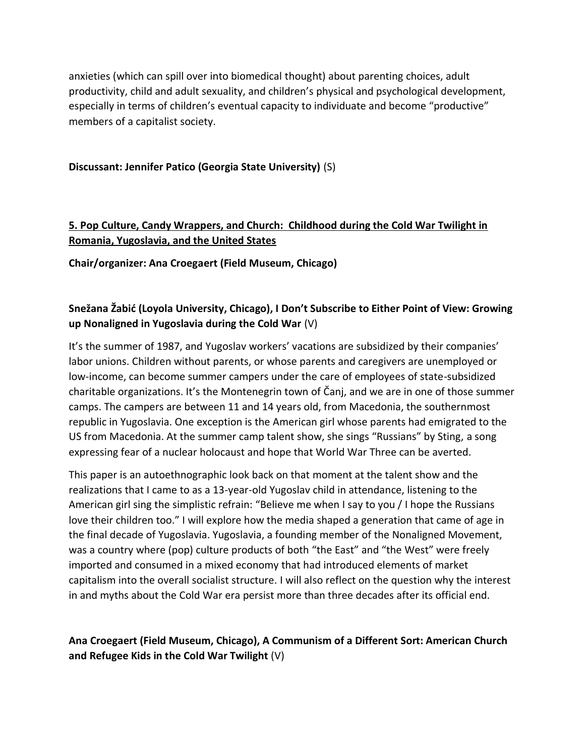anxieties (which can spill over into biomedical thought) about parenting choices, adult productivity, child and adult sexuality, and children's physical and psychological development, especially in terms of children's eventual capacity to individuate and become "productive" members of a capitalist society.

**Discussant: Jennifer Patico (Georgia State University)** (S)

## <u>5. Pop Culture, Candy Wrappers, and Church: Childhood during the Cold War Twilight in Romania, Yugoslavia, and the United States</u>

**Chair/organizer: Ana Croegaert (Field Museum, Chicago)**

### Snežana Žabić (Loyola University, Chicago), I Don't Subscribe to Either Point of View: Growing up Nonaligned in Yugoslavia during the Cold War (V)

It's the summer of 1987, and Yugoslav workers' vacations are subsidized by their companies' labor unions. Children without parents, or whose parents and caregivers are unemployed or low-income, can become summer campers under the care of employees of state-subsidized charitable organizations. It's the Montenegrin town of Čanj, and we are in one of those summer camps. The campers are between 11 and 14 years old, from Macedonia, the southernmost republic in Yugoslavia. One exception is the American girl whose parents had emigrated to the US from Macedonia. At the summer camp talent show, she sings "Russians" by Sting, a song expressing fear of a nuclear holocaust and hope that World War Three can be averted.

This paper is an autoethnographic look back on that moment at the talent show and the realizations that I came to as a 13-year-old Yugoslav child in attendance, listening to the American girl sing the simplistic refrain: "Believe me when I say to you / I hope the Russians love their children too." I will explore how the media shaped a generation that came of age in the final decade of Yugoslavia. Yugoslavia, a founding member of the Nonaligned Movement, was a country where (pop) culture products of both "the East" and "the West" were freely imported and consumed in a mixed economy that had introduced elements of market capitalism into the overall socialist structure. I will also reflect on the question why the interest in and myths about the Cold War era persist more than three decades after its official end.

### Ana Croegaert (Field Museum, Chicago), A Communism of a Different Sort: American Church and Refugee Kids in the Cold War Twilight (V)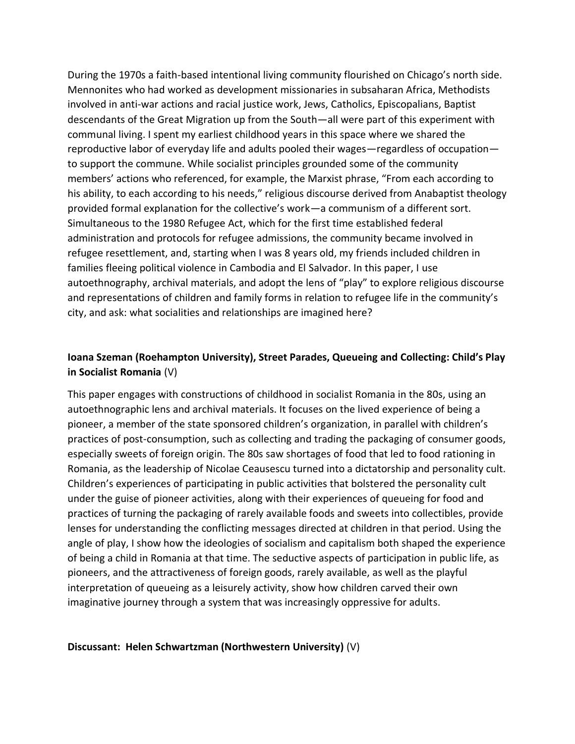During the 1970s a faith-based intentional living community flourished on Chicago's north side. Mennonites who had worked as development missionaries in subsaharan Africa, Methodists involved in anti-war actions and racial justice work, Jews, Catholics, Episcopalians, Baptist descendants of the Great Migration up from the South—all were part of this experiment with communal living. I spent my earliest childhood years in this space where we shared the reproductive labor of everyday life and adults pooled their wages—regardless of occupation—to support the commune. While socialist principles grounded some of the community members' actions who referenced, for example, the Marxist phrase, "From each according to his ability, to each according to his needs," religious discourse derived from Anabaptist theology provided formal explanation for the collective's work—a communism of a different sort. Simultaneous to the 1980 Refugee Act, which for the first time established federal administration and protocols for refugee admissions, the community became involved in refugee resettlement, and, starting when I was 8 years old, my friends included children in families fleeing political violence in Cambodia and El Salvador. In this paper, I use autoethnography, archival materials, and adopt the lens of "play" to explore religious discourse and representations of children and family forms in relation to refugee life in the community's city, and ask: what socialities and relationships are imagined here?

**Ioana Szeman (Roehampton University), Street Parades, Queueing and Collecting: Child's Play in Socialist Romania** (V)

This paper engages with constructions of childhood in socialist Romania in the 80s, using an autoethnographic lens and archival materials. It focuses on the lived experience of being a pioneer, a member of the state sponsored children's organization, in parallel with children's practices of post-consumption, such as collecting and trading the packaging of consumer goods, especially sweets of foreign origin. The 80s saw shortages of food that led to food rationing in Romania, as the leadership of Nicolae Ceausescu turned into a dictatorship and personality cult. Children's experiences of participating in public activities that bolstered the personality cult under the guise of pioneer activities, along with their experiences of queueing for food and practices of turning the packaging of rarely available foods and sweets into collectibles, provide lenses for understanding the conflicting messages directed at children in that period. Using the angle of play, I show how the ideologies of socialism and capitalism both shaped the experience of being a child in Romania at that time. The seductive aspects of participation in public life, as pioneers, and the attractiveness of foreign goods, rarely available, as well as the playful interpretation of queueing as a leisurely activity, show how children carved their own imaginative journey through a system that was increasingly oppressive for adults.

**Discussant: Helen Schwartzman (Northwestern University)** (V)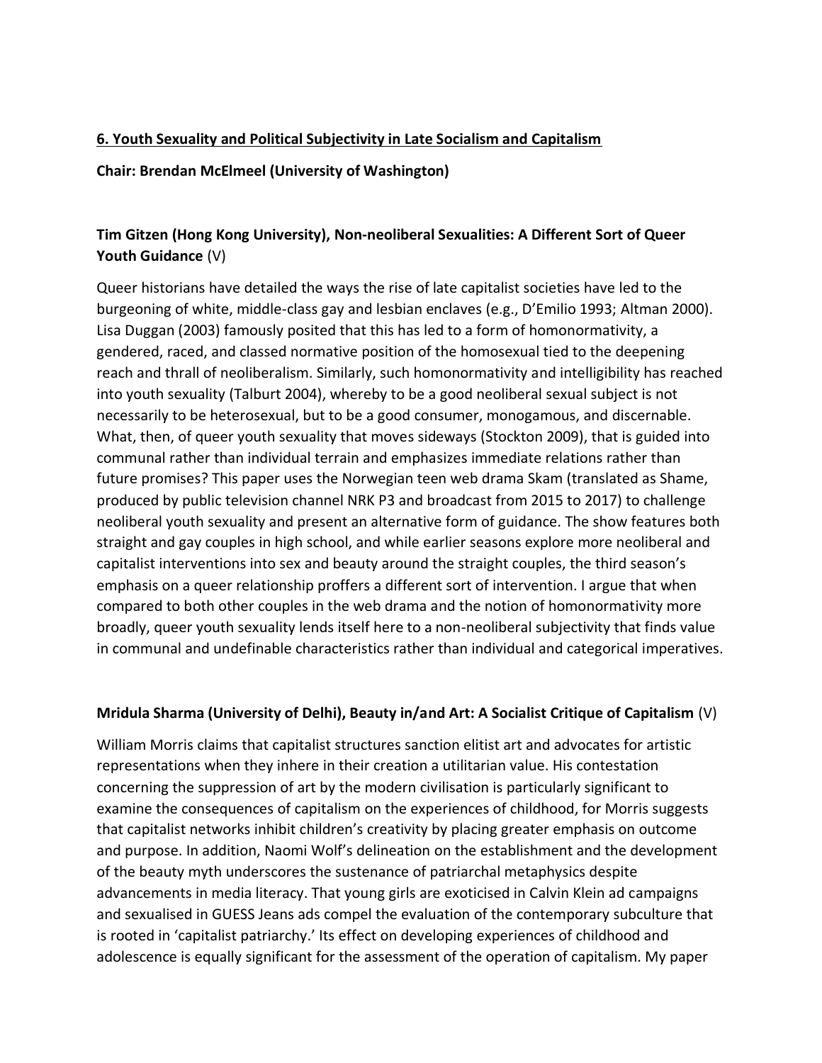**6. Youth Sexuality and Political Subjectivity in Late Socialism and Capitalism**

**Chair: Brendan McElmeel (University of Washington)**

**Tim Gitzen (Hong Kong University), Non-neoliberal Sexualities: A Different Sort of Queer Youth Guidance** (V)

Queer historians have detailed the ways the rise of late capitalist societies have led to the burgeoning of white, middle-class gay and lesbian enclaves (e.g., D'Emilio 1993; Altman 2000). Lisa Duggan (2003) famously posited that this has led to a form of homonormativity, a gendered, raced, and classed normative position of the homosexual tied to the deepening reach and thrall of neoliberalism. Similarly, such homonormativity and intelligibility has reached into youth sexuality (Talburt 2004), whereby to be a good neoliberal sexual subject is not necessarily to be heterosexual, but to be a good consumer, monogamous, and discernable. What, then, of queer youth sexuality that moves sideways (Stockton 2009), that is guided into communal rather than individual terrain and emphasizes immediate relations rather than future promises? This paper uses the Norwegian teen web drama Skam (translated as Shame, produced by public television channel NRK P3 and broadcast from 2015 to 2017) to challenge neoliberal youth sexuality and present an alternative form of guidance. The show features both straight and gay couples in high school, and while earlier seasons explore more neoliberal and capitalist interventions into sex and beauty around the straight couples, the third season's emphasis on a queer relationship proffers a different sort of intervention. I argue that when compared to both other couples in the web drama and the notion of homonormativity more broadly, queer youth sexuality lends itself here to a non-neoliberal subjectivity that finds value in communal and undefinable characteristics rather than individual and categorical imperatives.

**Mridula Sharma (University of Delhi), Beauty in/and Art: A Socialist Critique of Capitalism** (V)

William Morris claims that capitalist structures sanction elitist art and advocates for artistic representations when they inhere in their creation a utilitarian value. His contestation concerning the suppression of art by the modern civilisation is particularly significant to examine the consequences of capitalism on the experiences of childhood, for Morris suggests that capitalist networks inhibit children's creativity by placing greater emphasis on outcome and purpose. In addition, Naomi Wolf's delineation on the establishment and the development of the beauty myth underscores the sustenance of patriarchal metaphysics despite advancements in media literacy. That young girls are exoticised in Calvin Klein ad campaigns and sexualised in GUESS Jeans ads compel the evaluation of the contemporary subculture that is rooted in 'capitalist patriarchy.' Its effect on developing experiences of childhood and adolescence is equally significant for the assessment of the operation of capitalism. My paper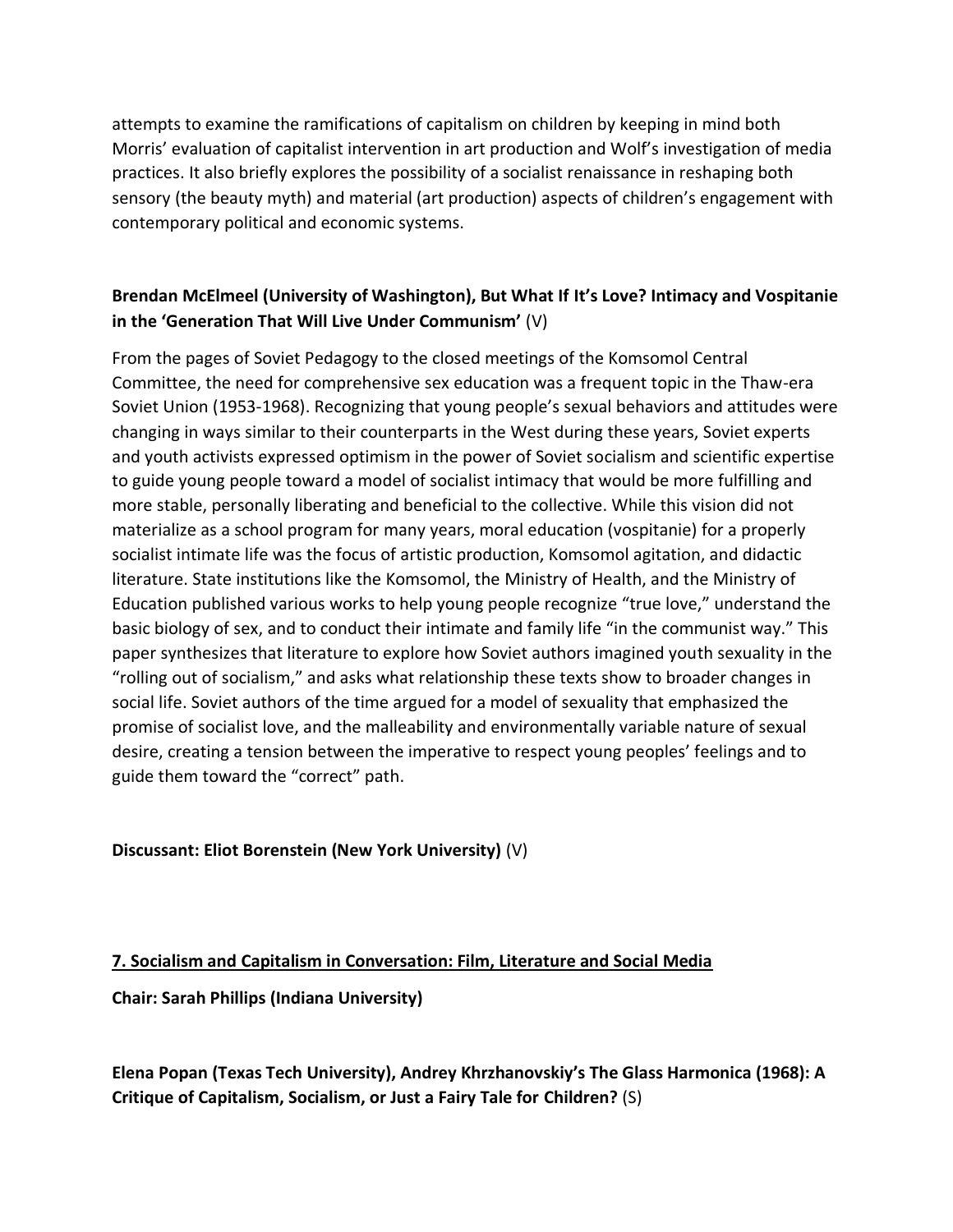attempts to examine the ramifications of capitalism on children by keeping in mind both Morris' evaluation of capitalist intervention in art production and Wolf's investigation of media practices. It also briefly explores the possibility of a socialist renaissance in reshaping both sensory (the beauty myth) and material (art production) aspects of children's engagement with contemporary political and economic systems.

**Brendan McElmeel (University of Washington), But What If It's Love? Intimacy and Vospitanie in the 'Generation That Will Live Under Communism'** (V)

From the pages of Soviet Pedagogy to the closed meetings of the Komsomol Central Committee, the need for comprehensive sex education was a frequent topic in the Thaw-era Soviet Union (1953-1968). Recognizing that young people's sexual behaviors and attitudes were changing in ways similar to their counterparts in the West during these years, Soviet experts and youth activists expressed optimism in the power of Soviet socialism and scientific expertise to guide young people toward a model of socialist intimacy that would be more fulfilling and more stable, personally liberating and beneficial to the collective. While this vision did not materialize as a school program for many years, moral education (vospitanie) for a properly socialist intimate life was the focus of artistic production, Komsomol agitation, and didactic literature. State institutions like the Komsomol, the Ministry of Health, and the Ministry of Education published various works to help young people recognize "true love," understand the basic biology of sex, and to conduct their intimate and family life "in the communist way." This paper synthesizes that literature to explore how Soviet authors imagined youth sexuality in the "rolling out of socialism," and asks what relationship these texts show to broader changes in social life. Soviet authors of the time argued for a model of sexuality that emphasized the promise of socialist love, and the malleability and environmentally variable nature of sexual desire, creating a tension between the imperative to respect young peoples' feelings and to guide them toward the "correct" path.

**Discussant: Eliot Borenstein (New York University)** (V)

## 7. Socialism and Capitalism in Conversation: Film, Literature and Social Media

**Chair: Sarah Phillips (Indiana University)**

**Elena Popan (Texas Tech University), Andrey Khrzhanovskiy's The Glass Harmonica (1968): A Critique of Capitalism, Socialism, or Just a Fairy Tale for Children?** (S)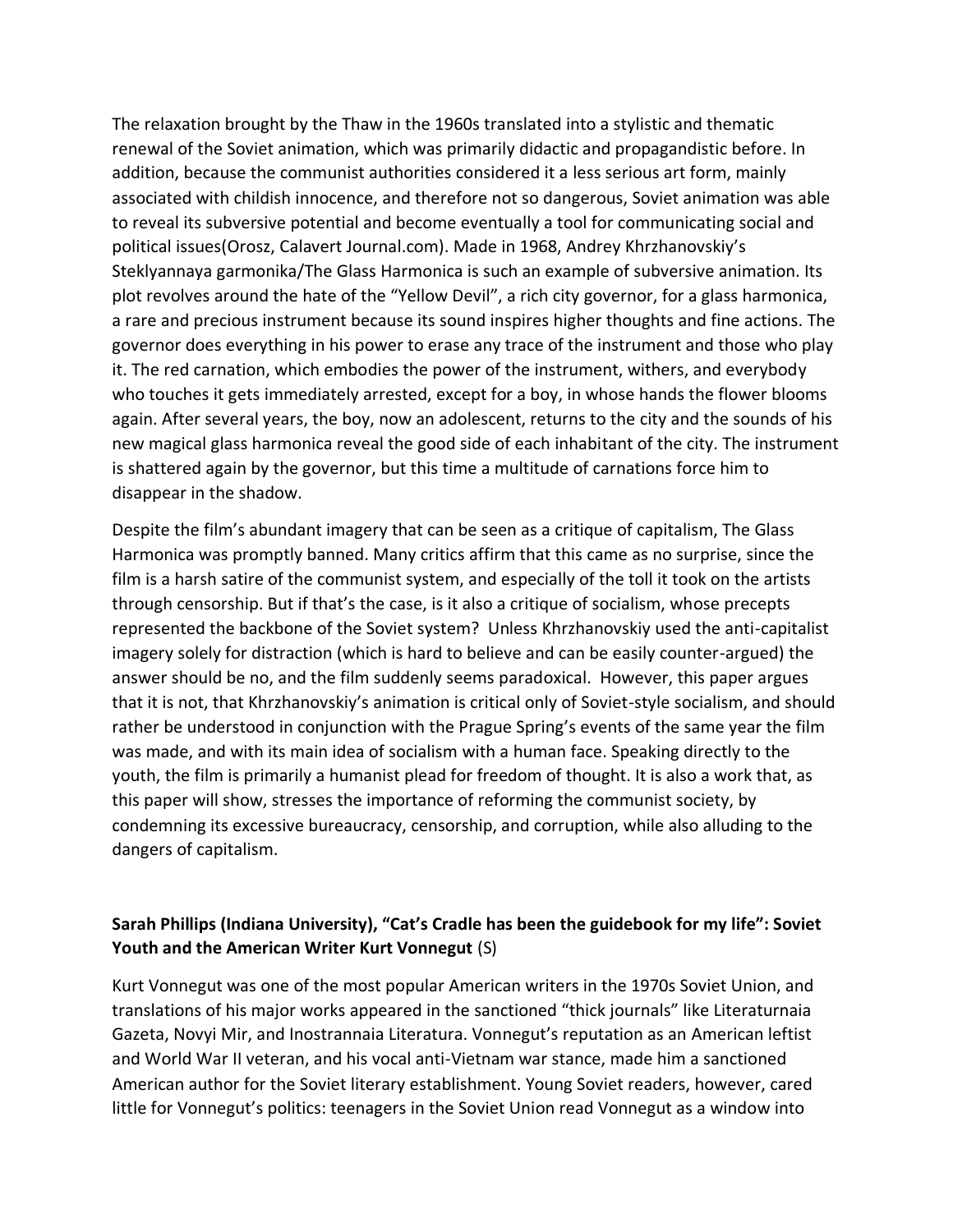The relaxation brought by the Thaw in the 1960s translated into a stylistic and thematic renewal of the Soviet animation, which was primarily didactic and propagandistic before. In addition, because the communist authorities considered it a less serious art form, mainly associated with childish innocence, and therefore not so dangerous, Soviet animation was able to reveal its subversive potential and become eventually a tool for communicating social and political issues(Orosz, Calavert Journal.com). Made in 1968, Andrey Khrzhanovskiy's Steklyannaya garmonika/The Glass Harmonica is such an example of subversive animation. Its plot revolves around the hate of the "Yellow Devil", a rich city governor, for a glass harmonica, a rare and precious instrument because its sound inspires higher thoughts and fine actions. The governor does everything in his power to erase any trace of the instrument and those who play it. The red carnation, which embodies the power of the instrument, withers, and everybody who touches it gets immediately arrested, except for a boy, in whose hands the flower blooms again. After several years, the boy, now an adolescent, returns to the city and the sounds of his new magical glass harmonica reveal the good side of each inhabitant of the city. The instrument is shattered again by the governor, but this time a multitude of carnations force him to disappear in the shadow.

Despite the film's abundant imagery that can be seen as a critique of capitalism, The Glass Harmonica was promptly banned. Many critics affirm that this came as no surprise, since the film is a harsh satire of the communist system, and especially of the toll it took on the artists through censorship. But if that's the case, is it also a critique of socialism, whose precepts represented the backbone of the Soviet system? Unless Khrzhanovskiy used the anti-capitalist imagery solely for distraction (which is hard to believe and can be easily counter-argued) the answer should be no, and the film suddenly seems paradoxical. However, this paper argues that it is not, that Khrzhanovskiy's animation is critical only of Soviet-style socialism, and should rather be understood in conjunction with the Prague Spring's events of the same year the film was made, and with its main idea of socialism with a human face. Speaking directly to the youth, the film is primarily a humanist plead for freedom of thought. It is also a work that, as this paper will show, stresses the importance of reforming the communist society, by condemning its excessive bureaucracy, censorship, and corruption, while also alluding to the dangers of capitalism.

**Sarah Phillips (Indiana University), "Cat's Cradle has been the guidebook for my life": Soviet Youth and the American Writer Kurt Vonnegut** (S)

Kurt Vonnegut was one of the most popular American writers in the 1970s Soviet Union, and translations of his major works appeared in the sanctioned "thick journals" like Literaturnaia Gazeta, Novyi Mir, and Inostrannaia Literatura. Vonnegut's reputation as an American leftist and World War II veteran, and his vocal anti-Vietnam war stance, made him a sanctioned American author for the Soviet literary establishment. Young Soviet readers, however, cared little for Vonnegut's politics: teenagers in the Soviet Union read Vonnegut as a window into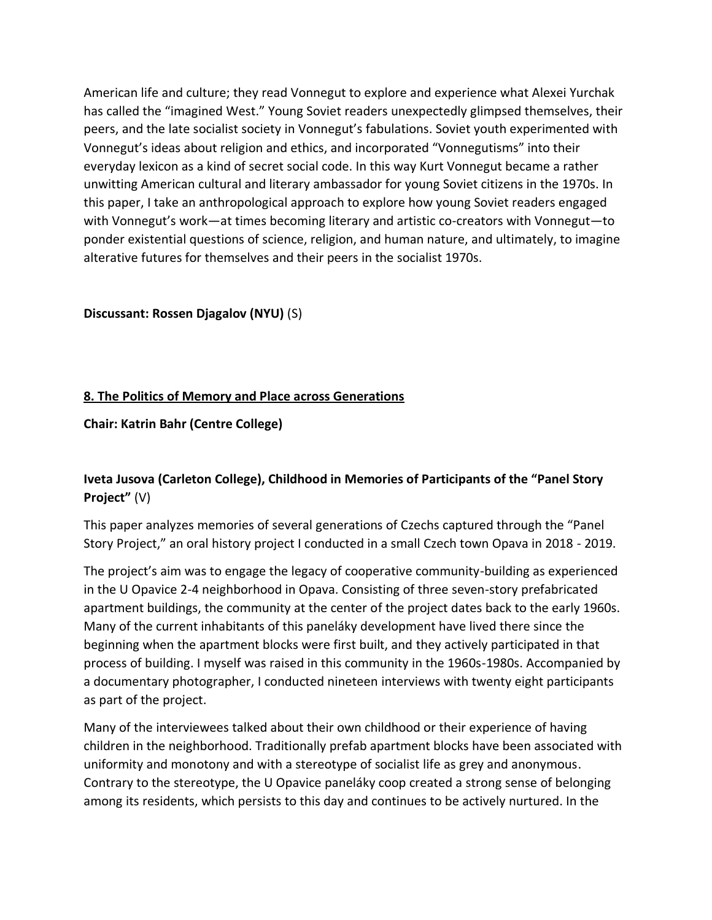American life and culture; they read Vonnegut to explore and experience what Alexei Yurchak has called the "imagined West." Young Soviet readers unexpectedly glimpsed themselves, their peers, and the late socialist society in Vonnegut's fabulations. Soviet youth experimented with Vonnegut's ideas about religion and ethics, and incorporated "Vonnegutisms" into their everyday lexicon as a kind of secret social code. In this way Kurt Vonnegut became a rather unwitting American cultural and literary ambassador for young Soviet citizens in the 1970s. In this paper, I take an anthropological approach to explore how young Soviet readers engaged with Vonnegut's work—at times becoming literary and artistic co-creators with Vonnegut—to ponder existential questions of science, religion, and human nature, and ultimately, to imagine alterative futures for themselves and their peers in the socialist 1970s.

**Discussant: Rossen Djagalov (NYU)** (S)

## 8. The Politics of Memory and Place across Generations

**Chair: Katrin Bahr (Centre College)**

### Iveta Jusova (Carleton College), Childhood in Memories of Participants of the "Panel Story Project" (V)

This paper analyzes memories of several generations of Czechs captured through the "Panel Story Project," an oral history project I conducted in a small Czech town Opava in 2018 - 2019.

The project's aim was to engage the legacy of cooperative community-building as experienced in the U Opavice 2-4 neighborhood in Opava. Consisting of three seven-story prefabricated apartment buildings, the community at the center of the project dates back to the early 1960s. Many of the current inhabitants of this paneláky development have lived there since the beginning when the apartment blocks were first built, and they actively participated in that process of building. I myself was raised in this community in the 1960s-1980s. Accompanied by a documentary photographer, I conducted nineteen interviews with twenty eight participants as part of the project.

Many of the interviewees talked about their own childhood or their experience of having children in the neighborhood. Traditionally prefab apartment blocks have been associated with uniformity and monotony and with a stereotype of socialist life as grey and anonymous. Contrary to the stereotype, the U Opavice paneláky coop created a strong sense of belonging among its residents, which persists to this day and continues to be actively nurtured. In the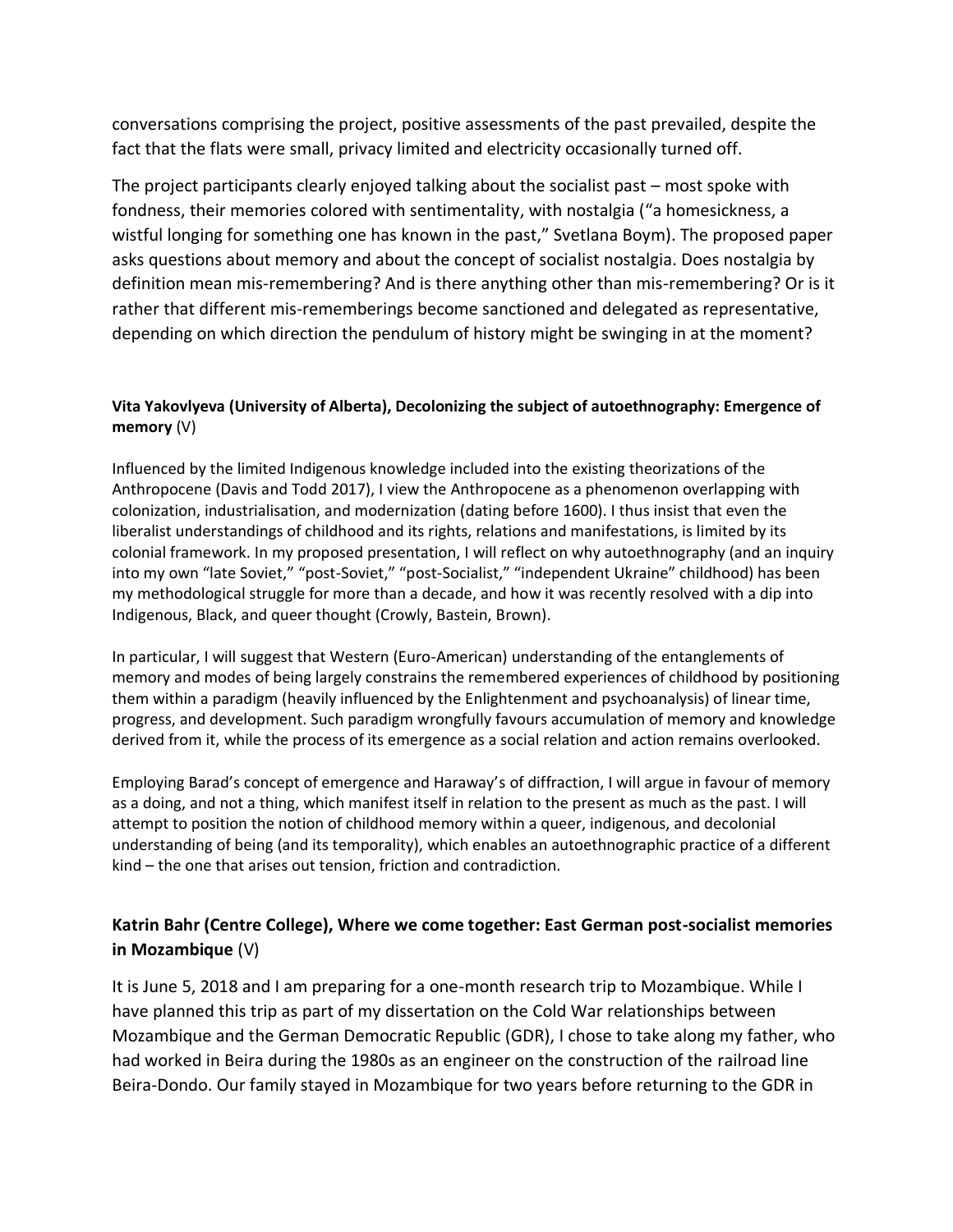conversations comprising the project, positive assessments of the past prevailed, despite the fact that the flats were small, privacy limited and electricity occasionally turned off.

The project participants clearly enjoyed talking about the socialist past – most spoke with fondness, their memories colored with sentimentality, with nostalgia ("a homesickness, a wistful longing for something one has known in the past," Svetlana Boym). The proposed paper asks questions about memory and about the concept of socialist nostalgia. Does nostalgia by definition mean mis-remembering? And is there anything other than mis-remembering? Or is it rather that different mis-rememberings become sanctioned and delegated as representative, depending on which direction the pendulum of history might be swinging in at the moment?

#### **Vita Yakovlyeva (University of Alberta), Decolonizing the subject of autoethnography: Emergence of memory** (V)

Influenced by the limited Indigenous knowledge included into the existing theorizations of the Anthropocene (Davis and Todd 2017), I view the Anthropocene as a phenomenon overlapping with colonization, industrialisation, and modernization (dating before 1600). I thus insist that even the liberalist understandings of childhood and its rights, relations and manifestations, is limited by its colonial framework. In my proposed presentation, I will reflect on why autoethnography (and an inquiry into my own "late Soviet," "post-Soviet," "post-Socialist," "independent Ukraine" childhood) has been my methodological struggle for more than a decade, and how it was recently resolved with a dip into Indigenous, Black, and queer thought (Crowly, Bastein, Brown).

In particular, I will suggest that Western (Euro-American) understanding of the entanglements of memory and modes of being largely constrains the remembered experiences of childhood by positioning them within a paradigm (heavily influenced by the Enlightenment and psychoanalysis) of linear time, progress, and development. Such paradigm wrongfully favours accumulation of memory and knowledge derived from it, while the process of its emergence as a social relation and action remains overlooked.

Employing Barad's concept of emergence and Haraway's of diffraction, I will argue in favour of memory as a doing, and not a thing, which manifest itself in relation to the present as much as the past. I will attempt to position the notion of childhood memory within a queer, indigenous, and decolonial understanding of being (and its temporality), which enables an autoethnographic practice of a different kind – the one that arises out tension, friction and contradiction.

### **Katrin Bahr (Centre College), Where we come together: East German post-socialist memories in Mozambique** (V)

It is June 5, 2018 and I am preparing for a one-month research trip to Mozambique. While I have planned this trip as part of my dissertation on the Cold War relationships between Mozambique and the German Democratic Republic (GDR), I chose to take along my father, who had worked in Beira during the 1980s as an engineer on the construction of the railroad line Beira-Dondo. Our family stayed in Mozambique for two years before returning to the GDR in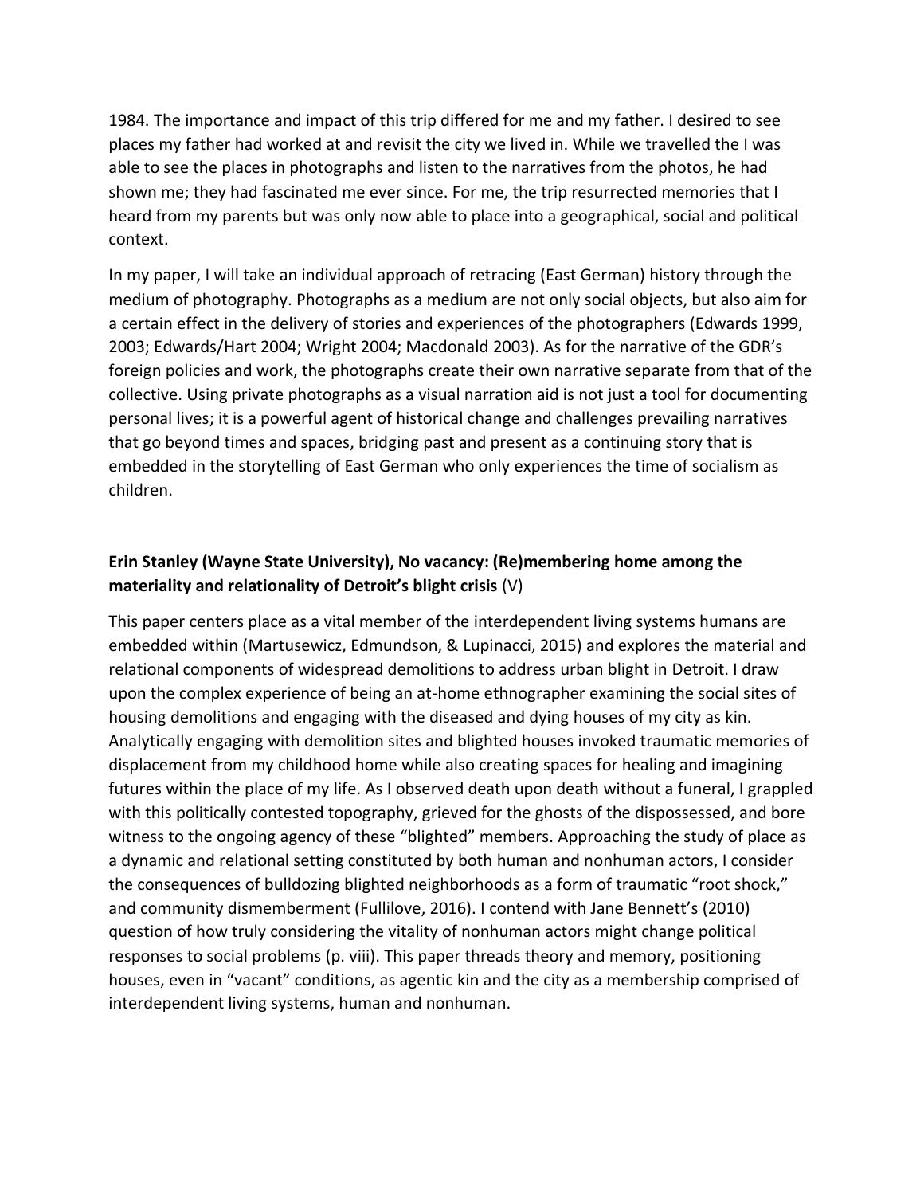1984. The importance and impact of this trip differed for me and my father. I desired to see places my father had worked at and revisit the city we lived in. While we travelled the I was able to see the places in photographs and listen to the narratives from the photos, he had shown me; they had fascinated me ever since. For me, the trip resurrected memories that I heard from my parents but was only now able to place into a geographical, social and political context.

In my paper, I will take an individual approach of retracing (East German) history through the medium of photography. Photographs as a medium are not only social objects, but also aim for a certain effect in the delivery of stories and experiences of the photographers (Edwards 1999, 2003; Edwards/Hart 2004; Wright 2004; Macdonald 2003). As for the narrative of the GDR's foreign policies and work, the photographs create their own narrative separate from that of the collective. Using private photographs as a visual narration aid is not just a tool for documenting personal lives; it is a powerful agent of historical change and challenges prevailing narratives that go beyond times and spaces, bridging past and present as a continuing story that is embedded in the storytelling of East German who only experiences the time of socialism as children.

**Erin Stanley (Wayne State University), No vacancy: (Re)membering home among the materiality and relationality of Detroit's blight crisis** (V)

This paper centers place as a vital member of the interdependent living systems humans are embedded within (Martusewicz, Edmundson, & Lupinacci, 2015) and explores the material and relational components of widespread demolitions to address urban blight in Detroit. I draw upon the complex experience of being an at-home ethnographer examining the social sites of housing demolitions and engaging with the diseased and dying houses of my city as kin. Analytically engaging with demolition sites and blighted houses invoked traumatic memories of displacement from my childhood home while also creating spaces for healing and imagining futures within the place of my life. As I observed death upon death without a funeral, I grappled with this politically contested topography, grieved for the ghosts of the dispossessed, and bore witness to the ongoing agency of these "blighted" members. Approaching the study of place as a dynamic and relational setting constituted by both human and nonhuman actors, I consider the consequences of bulldozing blighted neighborhoods as a form of traumatic "root shock," and community dismemberment (Fullilove, 2016). I contend with Jane Bennett's (2010) question of how truly considering the vitality of nonhuman actors might change political responses to social problems (p. viii). This paper threads theory and memory, positioning houses, even in "vacant" conditions, as agentic kin and the city as a membership comprised of interdependent living systems, human and nonhuman.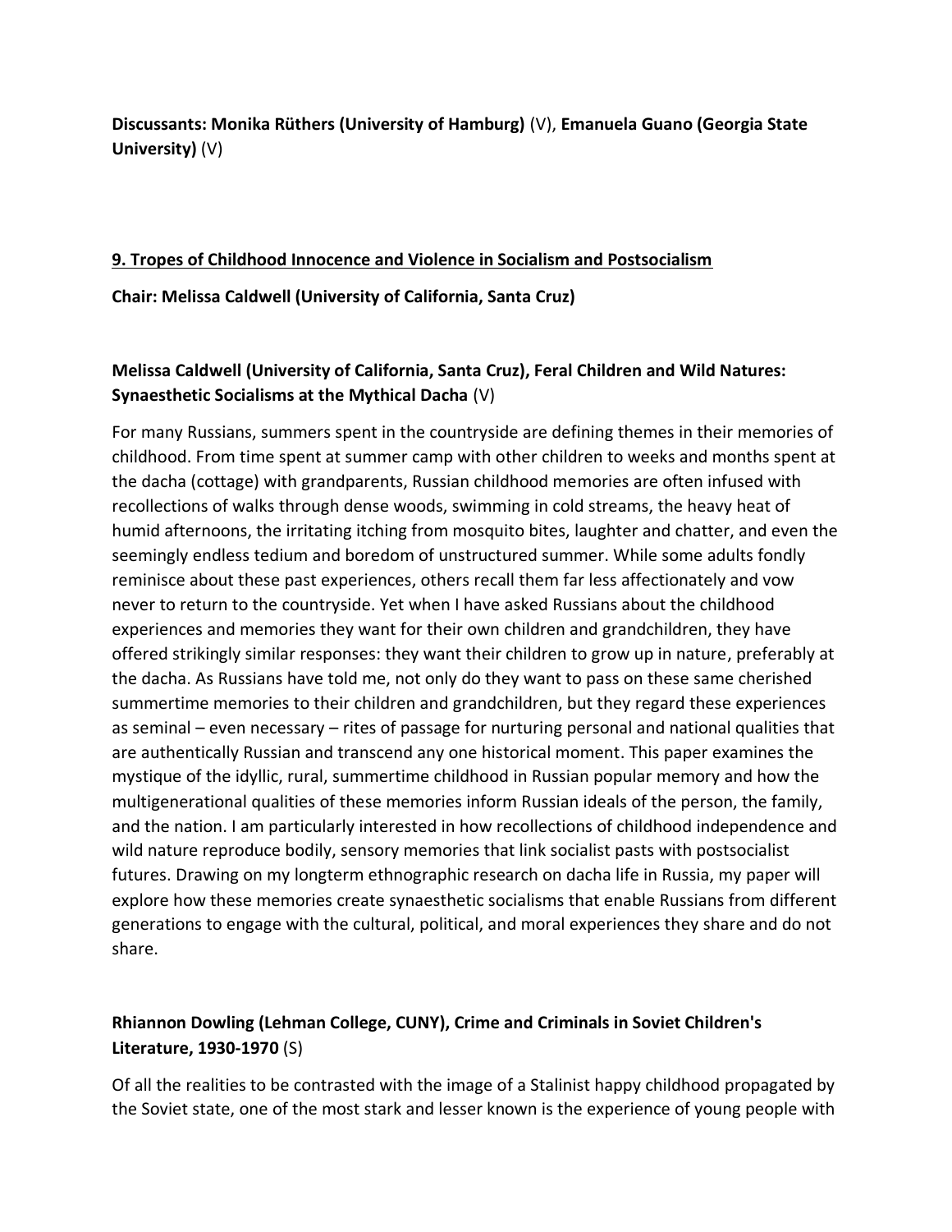**Discussants: Monika Rüthers (University of Hamburg)** (V), **Emanuela Guano (Georgia State University)** (V)

## 9. Tropes of Childhood Innocence and Violence in Socialism and Postsocialism

**Chair: Melissa Caldwell (University of California, Santa Cruz)**

### Melissa Caldwell (University of California, Santa Cruz), Feral Children and Wild Natures: Synaesthetic Socialisms at the Mythical Dacha (V)

For many Russians, summers spent in the countryside are defining themes in their memories of childhood. From time spent at summer camp with other children to weeks and months spent at the dacha (cottage) with grandparents, Russian childhood memories are often infused with recollections of walks through dense woods, swimming in cold streams, the heavy heat of humid afternoons, the irritating itching from mosquito bites, laughter and chatter, and even the seemingly endless tedium and boredom of unstructured summer. While some adults fondly reminisce about these past experiences, others recall them far less affectionately and vow never to return to the countryside. Yet when I have asked Russians about the childhood experiences and memories they want for their own children and grandchildren, they have offered strikingly similar responses: they want their children to grow up in nature, preferably at the dacha. As Russians have told me, not only do they want to pass on these same cherished summertime memories to their children and grandchildren, but they regard these experiences as seminal – even necessary – rites of passage for nurturing personal and national qualities that are authentically Russian and transcend any one historical moment. This paper examines the mystique of the idyllic, rural, summertime childhood in Russian popular memory and how the multigenerational qualities of these memories inform Russian ideals of the person, the family, and the nation. I am particularly interested in how recollections of childhood independence and wild nature reproduce bodily, sensory memories that link socialist pasts with postsocialist futures. Drawing on my longterm ethnographic research on dacha life in Russia, my paper will explore how these memories create synaesthetic socialisms that enable Russians from different generations to engage with the cultural, political, and moral experiences they share and do not share.

### Rhiannon Dowling (Lehman College, CUNY), Crime and Criminals in Soviet Children's Literature, 1930-1970 (S)

Of all the realities to be contrasted with the image of a Stalinist happy childhood propagated by the Soviet state, one of the most stark and lesser known is the experience of young people with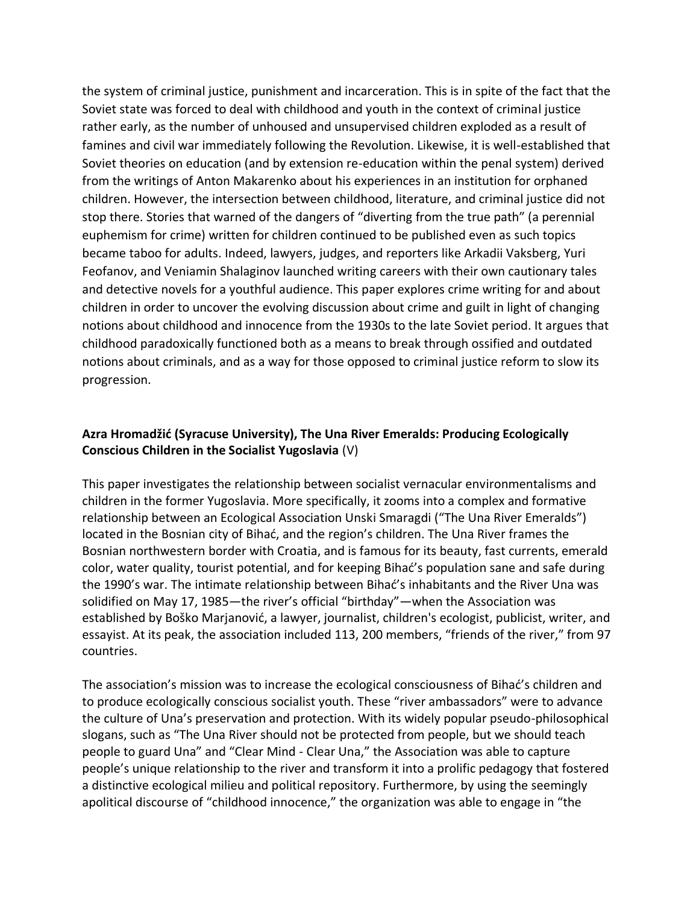the system of criminal justice, punishment and incarceration. This is in spite of the fact that the Soviet state was forced to deal with childhood and youth in the context of criminal justice rather early, as the number of unhoused and unsupervised children exploded as a result of famines and civil war immediately following the Revolution. Likewise, it is well-established that Soviet theories on education (and by extension re-education within the penal system) derived from the writings of Anton Makarenko about his experiences in an institution for orphaned children. However, the intersection between childhood, literature, and criminal justice did not stop there. Stories that warned of the dangers of "diverting from the true path" (a perennial euphemism for crime) written for children continued to be published even as such topics became taboo for adults. Indeed, lawyers, judges, and reporters like Arkadii Vaksberg, Yuri Feofanov, and Veniamin Shalaginov launched writing careers with their own cautionary tales and detective novels for a youthful audience. This paper explores crime writing for and about children in order to uncover the evolving discussion about crime and guilt in light of changing notions about childhood and innocence from the 1930s to the late Soviet period. It argues that childhood paradoxically functioned both as a means to break through ossified and outdated notions about criminals, and as a way for those opposed to criminal justice reform to slow its progression.

**Azra Hromadžić (Syracuse University), The Una River Emeralds: Producing Ecologically Conscious Children in the Socialist Yugoslavia** (V)

This paper investigates the relationship between socialist vernacular environmentalisms and children in the former Yugoslavia. More specifically, it zooms into a complex and formative relationship between an Ecological Association Unski Smaragdi ("The Una River Emeralds") located in the Bosnian city of Bihać, and the region's children. The Una River frames the Bosnian northwestern border with Croatia, and is famous for its beauty, fast currents, emerald color, water quality, tourist potential, and for keeping Bihać's population sane and safe during the 1990's war. The intimate relationship between Bihać's inhabitants and the River Una was solidified on May 17, 1985—the river's official "birthday"—when the Association was established by Boško Marjanović, a lawyer, journalist, children's ecologist, publicist, writer, and essayist. At its peak, the association included 113, 200 members, "friends of the river," from 97 countries.

The association's mission was to increase the ecological consciousness of Bihać's children and to produce ecologically conscious socialist youth. These "river ambassadors" were to advance the culture of Una's preservation and protection. With its widely popular pseudo-philosophical slogans, such as "The Una River should not be protected from people, but we should teach people to guard Una" and "Clear Mind - Clear Una," the Association was able to capture people's unique relationship to the river and transform it into a prolific pedagogy that fostered a distinctive ecological milieu and political repository. Furthermore, by using the seemingly apolitical discourse of "childhood innocence," the organization was able to engage in "the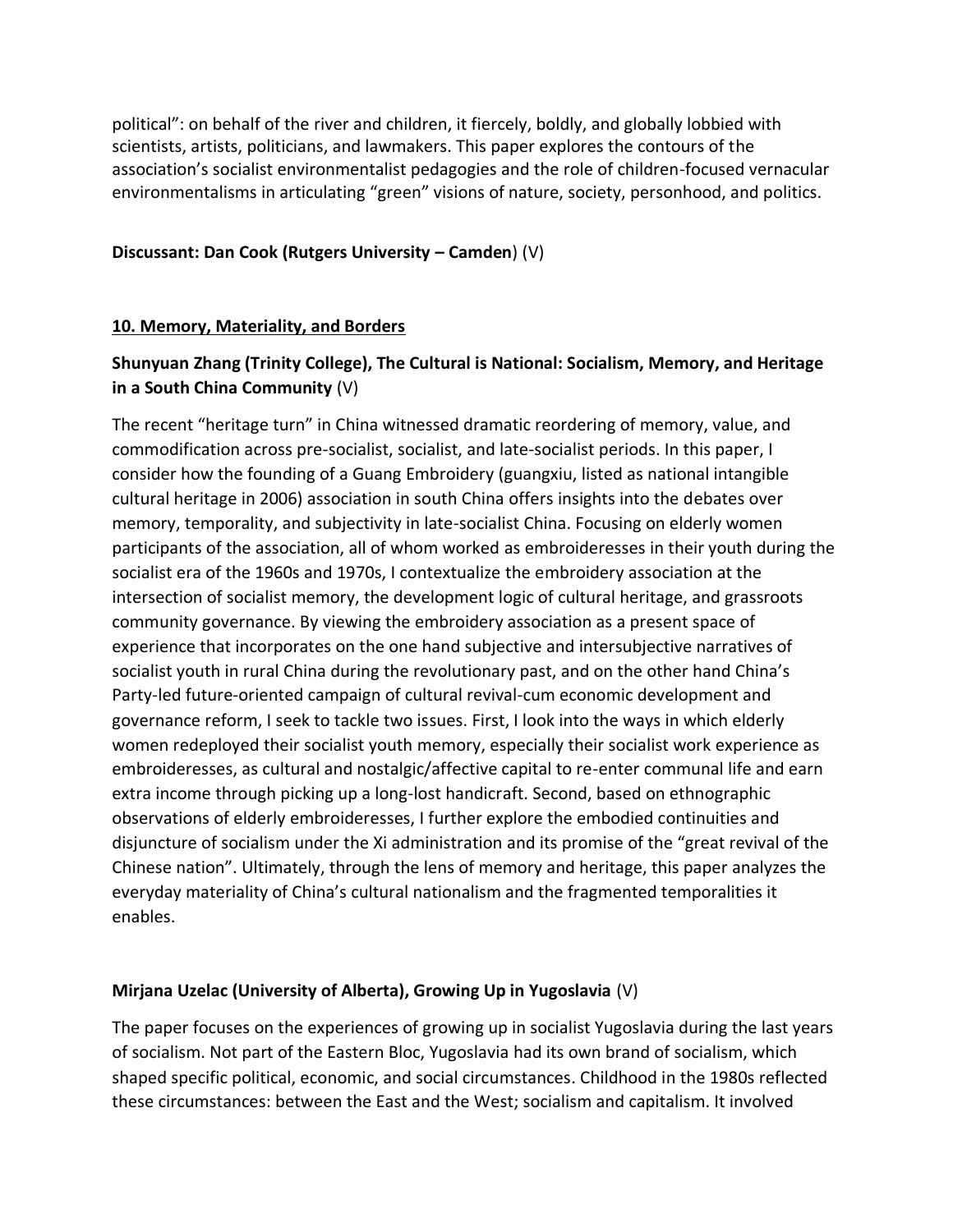political": on behalf of the river and children, it fiercely, boldly, and globally lobbied with scientists, artists, politicians, and lawmakers. This paper explores the contours of the association's socialist environmentalist pedagogies and the role of children-focused vernacular environmentalisms in articulating "green" visions of nature, society, personhood, and politics.

**Discussant: Dan Cook (Rutgers University – Camden**) (V)

## 10. Memory, Materiality, and Borders

### Shunyuan Zhang (Trinity College), The Cultural is National: Socialism, Memory, and Heritage in a South China Community (V)

The recent "heritage turn" in China witnessed dramatic reordering of memory, value, and commodification across pre-socialist, socialist, and late-socialist periods. In this paper, I consider how the founding of a Guang Embroidery (guangxiu, listed as national intangible cultural heritage in 2006) association in south China offers insights into the debates over memory, temporality, and subjectivity in late-socialist China. Focusing on elderly women participants of the association, all of whom worked as embroideresses in their youth during the socialist era of the 1960s and 1970s, I contextualize the embroidery association at the intersection of socialist memory, the development logic of cultural heritage, and grassroots community governance. By viewing the embroidery association as a present space of experience that incorporates on the one hand subjective and intersubjective narratives of socialist youth in rural China during the revolutionary past, and on the other hand China's Party-led future-oriented campaign of cultural revival-cum economic development and governance reform, I seek to tackle two issues. First, I look into the ways in which elderly women redeployed their socialist youth memory, especially their socialist work experience as embroideresses, as cultural and nostalgic/affective capital to re-enter communal life and earn extra income through picking up a long-lost handicraft. Second, based on ethnographic observations of elderly embroideresses, I further explore the embodied continuities and disjuncture of socialism under the Xi administration and its promise of the "great revival of the Chinese nation". Ultimately, through the lens of memory and heritage, this paper analyzes the everyday materiality of China's cultural nationalism and the fragmented temporalities it enables.

### Mirjana Uzelac (University of Alberta), Growing Up in Yugoslavia (V)

The paper focuses on the experiences of growing up in socialist Yugoslavia during the last years of socialism. Not part of the Eastern Bloc, Yugoslavia had its own brand of socialism, which shaped specific political, economic, and social circumstances. Childhood in the 1980s reflected these circumstances: between the East and the West; socialism and capitalism. It involved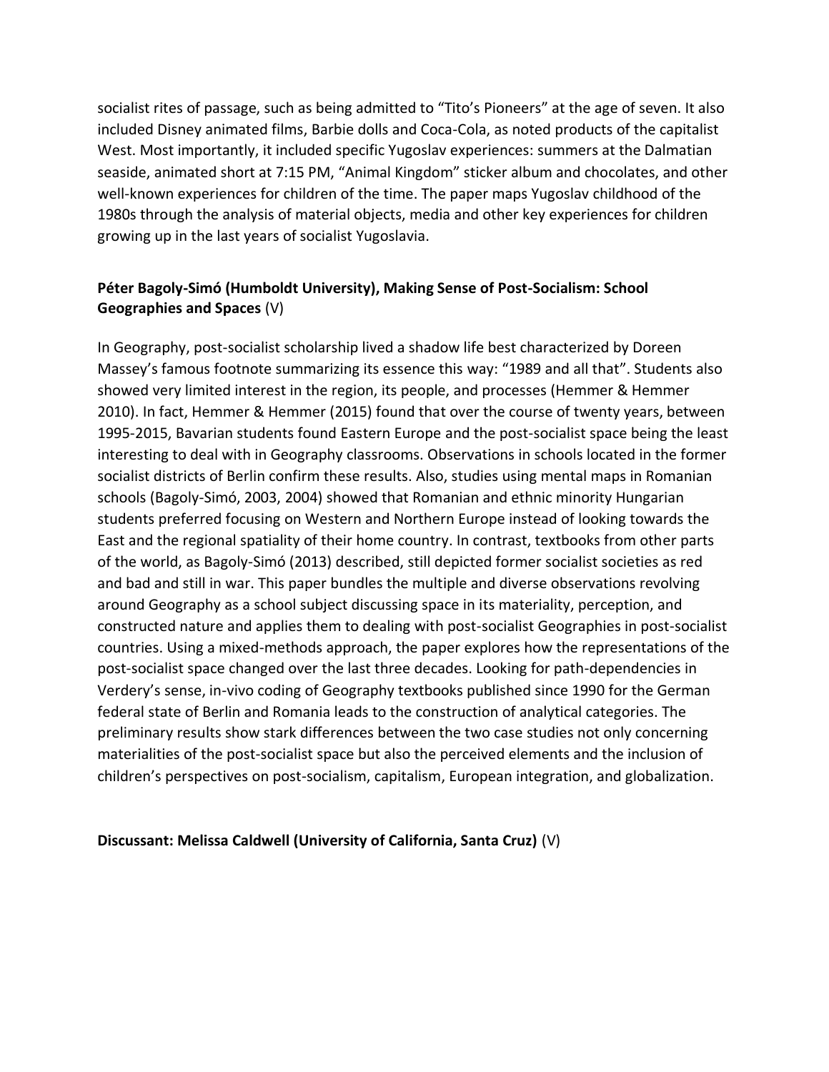socialist rites of passage, such as being admitted to "Tito's Pioneers" at the age of seven. It also included Disney animated films, Barbie dolls and Coca-Cola, as noted products of the capitalist West. Most importantly, it included specific Yugoslav experiences: summers at the Dalmatian seaside, animated short at 7:15 PM, "Animal Kingdom" sticker album and chocolates, and other well-known experiences for children of the time. The paper maps Yugoslav childhood of the 1980s through the analysis of material objects, media and other key experiences for children growing up in the last years of socialist Yugoslavia.

**Péter Bagoly-Simó (Humboldt University), Making Sense of Post-Socialism: School Geographies and Spaces** (V)

In Geography, post-socialist scholarship lived a shadow life best characterized by Doreen Massey's famous footnote summarizing its essence this way: "1989 and all that". Students also showed very limited interest in the region, its people, and processes (Hemmer & Hemmer 2010). In fact, Hemmer & Hemmer (2015) found that over the course of twenty years, between 1995-2015, Bavarian students found Eastern Europe and the post-socialist space being the least interesting to deal with in Geography classrooms. Observations in schools located in the former socialist districts of Berlin confirm these results. Also, studies using mental maps in Romanian schools (Bagoly-Simó, 2003, 2004) showed that Romanian and ethnic minority Hungarian students preferred focusing on Western and Northern Europe instead of looking towards the East and the regional spatiality of their home country. In contrast, textbooks from other parts of the world, as Bagoly-Simó (2013) described, still depicted former socialist societies as red and bad and still in war. This paper bundles the multiple and diverse observations revolving around Geography as a school subject discussing space in its materiality, perception, and constructed nature and applies them to dealing with post-socialist Geographies in post-socialist countries. Using a mixed-methods approach, the paper explores how the representations of the post-socialist space changed over the last three decades. Looking for path-dependencies in Verdery's sense, in-vivo coding of Geography textbooks published since 1990 for the German federal state of Berlin and Romania leads to the construction of analytical categories. The preliminary results show stark differences between the two case studies not only concerning materialities of the post-socialist space but also the perceived elements and the inclusion of children's perspectives on post-socialism, capitalism, European integration, and globalization.

**Discussant: Melissa Caldwell (University of California, Santa Cruz)** (V)